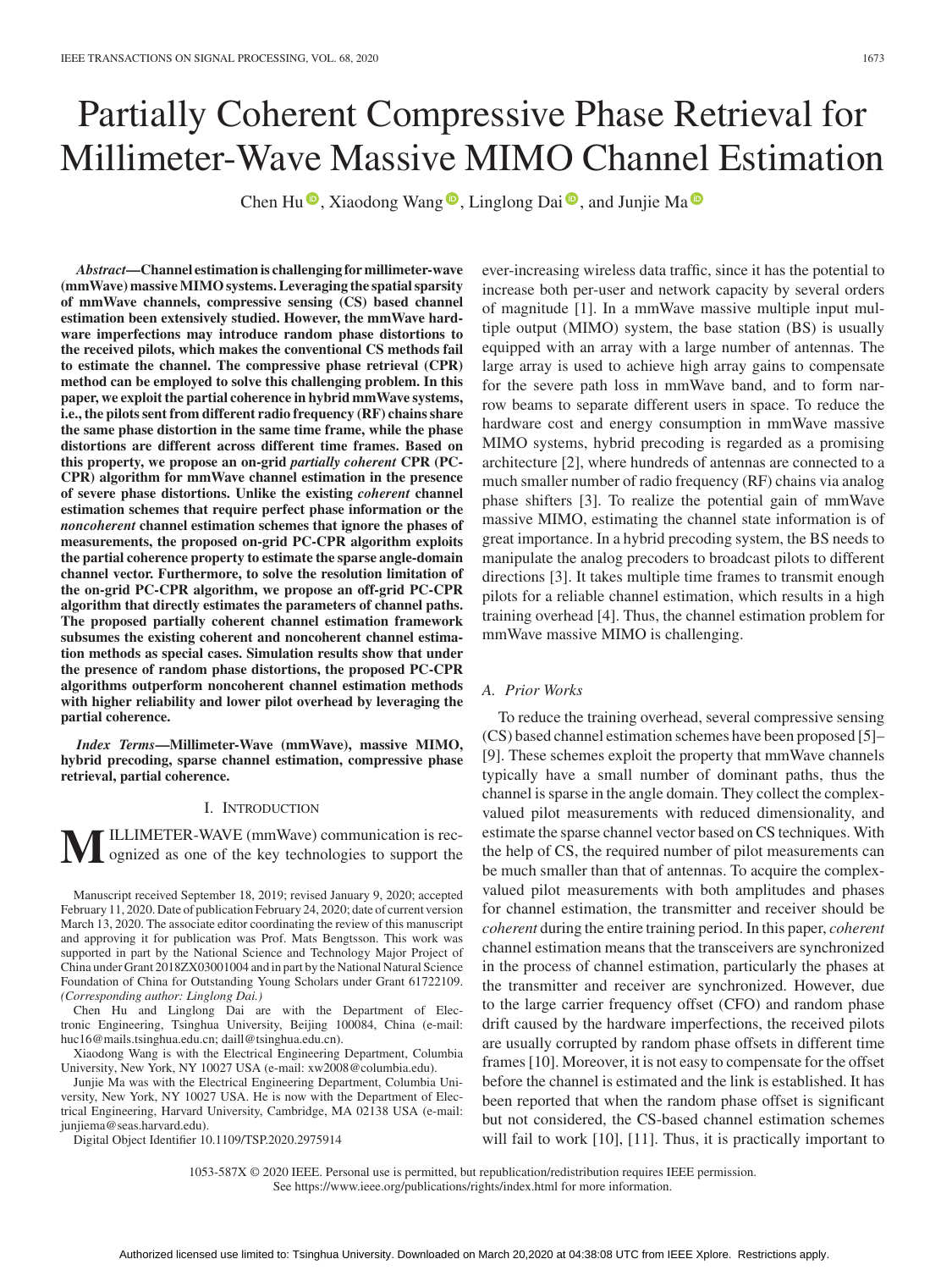# Partially Coherent Compressive Phase Retrieval for Millimeter-Wave Massive MIMO Channel Estimation

Chen Hu, Xiaodong Wang, Linglong Dai, and Junjie Ma

***Abstract*—Channel estimation is challenging for millimeter-wave (mmWave) massive MIMO systems. Leveraging the spatial sparsity of mmWave channels, compressive sensing (CS) based channel estimation been extensively studied. However, the mmWave hardware imperfections may introduce random phase distortions to the received pilots, which makes the conventional CS methods fail to estimate the channel. The compressive phase retrieval (CPR) method can be employed to solve this challenging problem. In this paper, we exploit the partial coherence in hybrid mmWave systems, i.e., the pilots sent from different radio frequency (RF) chains share the same phase distortion in the same time frame, while the phase distortions are different across different time frames. Based on this property, we propose an on-grid *partially coherent* CPR (PC-CPR) algorithm for mmWave channel estimation in the presence of severe phase distortions. Unlike the existing *coherent* channel estimation schemes that require perfect phase information or the *noncoherent* channel estimation schemes that ignore the phases of measurements, the proposed on-grid PC-CPR algorithm exploits the partial coherence property to estimate the sparse angle-domain channel vector. Furthermore, to solve the resolution limitation of the on-grid PC-CPR algorithm, we propose an off-grid PC-CPR algorithm that directly estimates the parameters of channel paths. The proposed partially coherent channel estimation framework subsumes the existing coherent and noncoherent channel estimation methods as special cases. Simulation results show that under the presence of random phase distortions, the proposed PC-CPR algorithms outperform noncoherent channel estimation methods with higher reliability and lower pilot overhead by leveraging the partial coherence.**

***Index Terms*—Millimeter-Wave (mmWave), massive MIMO, hybrid precoding, sparse channel estimation, compressive phase retrieval, partial coherence.**

## I. Introduction

MILLIMETER-WAVE (mmWave) communication is recognized as one of the key technologies to support the ever-increasing wireless data traffic, since it has the potential to increase both per-user and network capacity by several orders of magnitude [1]. In a mmWave massive multiple input multiple output (MIMO) system, the base station (BS) is usually equipped with an array with a large number of antennas. The large array is used to achieve high array gains to compensate for the severe path loss in mmWave band, and to form narrow beams to separate different users in space. To reduce the hardware cost and energy consumption in mmWave massive MIMO systems, hybrid precoding is regarded as a promising architecture [2], where hundreds of antennas are connected to a much smaller number of radio frequency (RF) chains via analog phase shifters [3]. To realize the potential gain of mmWave massive MIMO, estimating the channel state information is of great importance. In a hybrid precoding system, the BS needs to manipulate the analog precoders to broadcast pilots to different directions [3]. It takes multiple time frames to transmit enough pilots for a reliable channel estimation, which results in a high training overhead [4]. Thus, the channel estimation problem for mmWave massive MIMO is challenging.

### A. Prior Works

To reduce the training overhead, several compressive sensing (CS) based channel estimation schemes have been proposed [5]–[9]. These schemes exploit the property that mmWave channels typically have a small number of dominant paths, thus the channel is sparse in the angle domain. They collect the complex-valued pilot measurements with reduced dimensionality, and estimate the sparse channel vector based on CS techniques. With the help of CS, the required number of pilot measurements can be much smaller than that of antennas. To acquire the complex-valued pilot measurements with both amplitudes and phases for channel estimation, the transmitter and receiver should be *coherent* during the entire training period. In this paper, *coherent* channel estimation means that the transceivers are synchronized in the process of channel estimation, particularly the phases at the transmitter and receiver are synchronized. However, due to the large carrier frequency offset (CFO) and random phase drift caused by the hardware imperfections, the received pilots are usually corrupted by random phase offsets in different time frames [10]. Moreover, it is not easy to compensate for the offset before the channel is estimated and the link is established. It has been reported that when the random phase offset is significant but not considered, the CS-based channel estimation schemes will fail to work [10], [11]. Thus, it is practically important to

Manuscript received September 18, 2019; revised January 9, 2020; accepted February 11, 2020. Date of publication February 24, 2020; date of current version March 13, 2020. The associate editor coordinating the review of this manuscript and approving it for publication was Prof. Mats Bengtsson. This work was supported in part by the National Science and Technology Major Project of China under Grant 2018ZX03001004 and in part by the National Natural Science Foundation of China for Outstanding Young Scholars under Grant 61722109. *(Corresponding author: Linglong Dai.)*

Chen Hu and Linglong Dai are with the Department of Electronic Engineering, Tsinghua University, Beijing 100084, China (e-mail: huc16@mails.tsinghua.edu.cn; daill@tsinghua.edu.cn).

Xiaodong Wang is with the Electrical Engineering Department, Columbia University, New York, NY 10027 USA (e-mail: xw2008@columbia.edu).

Junjie Ma was with the Electrical Engineering Department, Columbia University, New York, NY 10027 USA. He is now with the Department of Electrical Engineering, Harvard University, Cambridge, MA 02138 USA (e-mail: junjiema@seas.harvard.edu).

Digital Object Identifier 10.1109/TSP.2020.2975914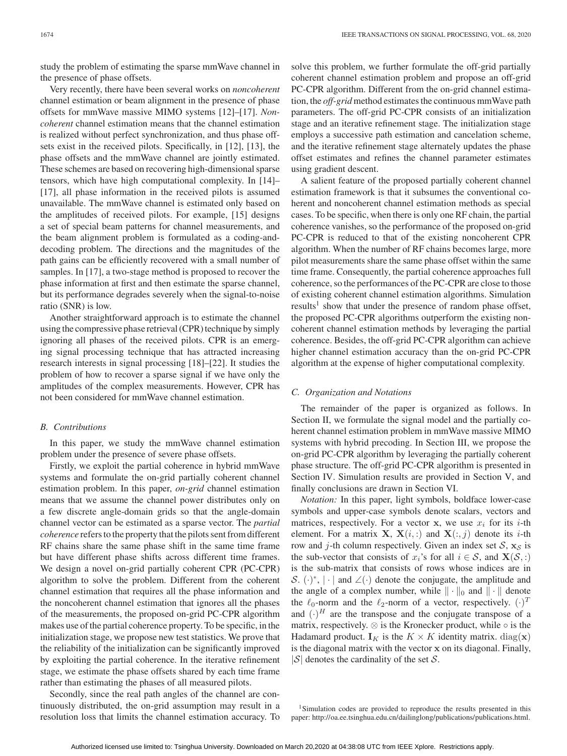study the problem of estimating the sparse mmWave channel in the presence of phase offsets.

Very recently, there have been several works on *noncoherent* channel estimation or beam alignment in the presence of phase offsets for mmWave massive MIMO systems [12]–[17]. *Noncoherent* channel estimation means that the channel estimation is realized without perfect synchronization, and thus phase offsets exist in the received pilots. Specifically, in [12], [13], the phase offsets and the mmWave channel are jointly estimated. These schemes are based on recovering high-dimensional sparse tensors, which have high computational complexity. In [14]–[17], all phase information in the received pilots is assumed unavailable. The mmWave channel is estimated only based on the amplitudes of received pilots. For example, [15] designs a set of special beam patterns for channel measurements, and the beam alignment problem is formulated as a coding-and-decoding problem. The directions and the magnitudes of the path gains can be efficiently recovered with a small number of samples. In [17], a two-stage method is proposed to recover the phase information at first and then estimate the sparse channel, but its performance degrades severely when the signal-to-noise ratio (SNR) is low.

Another straightforward approach is to estimate the channel using the compressive phase retrieval (CPR) technique by simply ignoring all phases of the received pilots. CPR is an emerging signal processing technique that has attracted increasing research interests in signal processing [18]–[22]. It studies the problem of how to recover a sparse signal if we have only the amplitudes of the complex measurements. However, CPR has not been considered for mmWave channel estimation.

### B. Contributions

In this paper, we study the mmWave channel estimation problem under the presence of severe phase offsets.

Firstly, we exploit the partial coherence in hybrid mmWave systems and formulate the on-grid partially coherent channel estimation problem. In this paper, *on-grid* channel estimation means that we assume the channel power distributes only on a few discrete angle-domain grids so that the angle-domain channel vector can be estimated as a sparse vector. The *partial coherence* refers to the property that the pilots sent from different RF chains share the same phase shift in the same time frame but have different phase shifts across different time frames. We design a novel on-grid partially coherent CPR (PC-CPR) algorithm to solve the problem. Different from the coherent channel estimation that requires all the phase information and the noncoherent channel estimation that ignores all the phases of the measurements, the proposed on-grid PC-CPR algorithm makes use of the partial coherence property. To be specific, in the initialization stage, we propose new test statistics. We prove that the reliability of the initialization can be significantly improved by exploiting the partial coherence. In the iterative refinement stage, we estimate the phase offsets shared by each time frame rather than estimating the phases of all measured pilots.

Secondly, since the real path angles of the channel are continuously distributed, the on-grid assumption may result in a resolution loss that limits the channel estimation accuracy. To solve this problem, we further formulate the off-grid partially coherent channel estimation problem and propose an off-grid PC-CPR algorithm. Different from the on-grid channel estimation, the *off-grid* method estimates the continuous mmWave path parameters. The off-grid PC-CPR consists of an initialization stage and an iterative refinement stage. The initialization stage employs a successive path estimation and cancelation scheme, and the iterative refinement stage alternately updates the phase offset estimates and refines the channel parameter estimates using gradient descent.

A salient feature of the proposed partially coherent channel estimation framework is that it subsumes the conventional coherent and noncoherent channel estimation methods as special cases. To be specific, when there is only one RF chain, the partial coherence vanishes, so the performance of the proposed on-grid PC-CPR is reduced to that of the existing noncoherent CPR algorithm. When the number of RF chains becomes large, more pilot measurements share the same phase offset within the same time frame. Consequently, the partial coherence approaches full coherence, so the performances of the PC-CPR are close to those of existing coherent channel estimation algorithms. Simulation results[1] show that under the presence of random phase offset, the proposed PC-CPR algorithms outperform the existing noncoherent channel estimation methods by leveraging the partial coherence. Besides, the off-grid PC-CPR algorithm can achieve higher channel estimation accuracy than the on-grid PC-CPR algorithm at the expense of higher computational complexity.

### C. Organization and Notations

The remainder of the paper is organized as follows. In Section II, we formulate the signal model and the partially coherent channel estimation problem in mmWave massive MIMO systems with hybrid precoding. In Section III, we propose the on-grid PC-CPR algorithm by leveraging the partially coherent phase structure. The off-grid PC-CPR algorithm is presented in Section IV. Simulation results are provided in Section V, and finally conclusions are drawn in Section VI.

*Notation:* In this paper, light symbols, boldface lower-case symbols and upper-case symbols denote scalars, vectors and matrices, respectively. For a vector $\mathbf{x}$, we use $x_i$ for its $i$-th element. For a matrix $\mathbf{X}$, $\mathbf{X}(i,:)$ and $\mathbf{X}(:,j)$ denote its $i$-th row and $j$-th column respectively. Given an index set $\mathcal{S}$, $\mathbf{x}_{\mathcal{S}}$ is the sub-vector that consists of $x_i$'s for all $i \in \mathcal{S}$, and $\mathbf{X}(\mathcal{S},:)$ is the sub-matrix that consists of rows whose indices are in $\mathcal{S}$. $(\cdot)^*$, $|\cdot|$ and $\angle(\cdot)$ denote the conjugate, the amplitude and the angle of a complex number, while $\|\cdot\|_0$ and $\|\cdot\|$ denote the $\ell_0$-norm and the $\ell_2$-norm of a vector, respectively. $(\cdot)^T$ and $(\cdot)^H$ are the transpose and the conjugate transpose of a matrix, respectively. $\otimes$ is the Kronecker product, while $\circ$ is the Hadamard product. $\mathbf{I}_K$ is the $K \times K$ identity matrix. $\text{diag}(\mathbf{x})$ is the diagonal matrix with the vector $\mathbf{x}$ on its diagonal. Finally, $|\mathcal{S}|$ denotes the cardinality of the set $\mathcal{S}$.

[1] Simulation codes are provided to reproduce the results presented in this paper: http://oa.ee.tsinghua.edu.cn/dailinglong/publications/publications.html.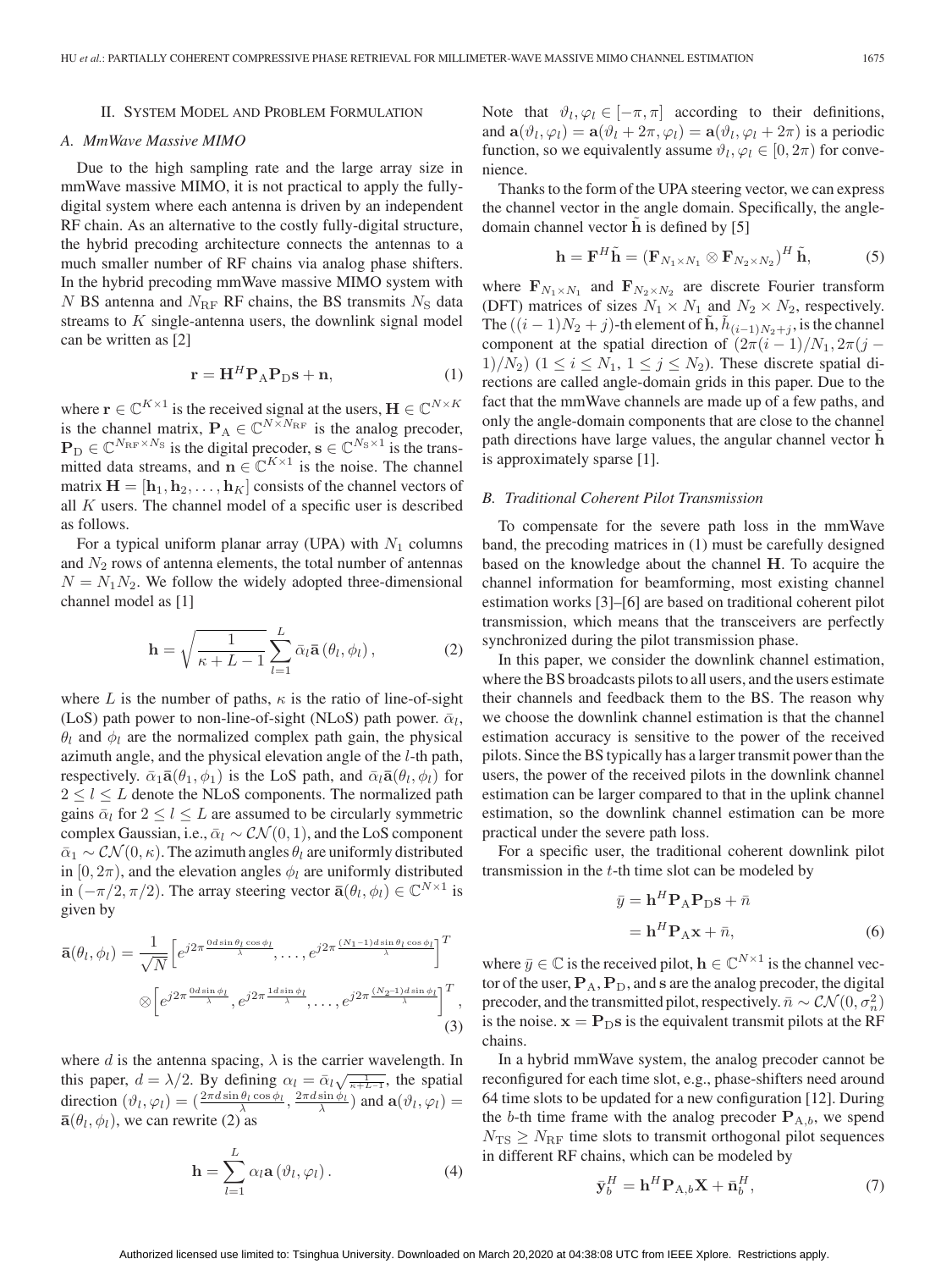## II. System Model and Problem Formulation

### A. MmWave Massive MIMO

Due to the high sampling rate and the large array size in mmWave massive MIMO, it is not practical to apply the fully-digital system where each antenna is driven by an independent RF chain. As an alternative to the costly fully-digital structure, the hybrid precoding architecture connects the antennas to a much smaller number of RF chains via analog phase shifters. In the hybrid precoding mmWave massive MIMO system with $N$ BS antenna and $N_{\mathrm{RF}}$ RF chains, the BS transmits $N_{\mathrm{S}}$ data streams to $K$ single-antenna users, the downlink signal model can be written as [2]

$$\mathbf{r} = \mathbf{H}^H \mathbf{P}_{\mathrm{A}} \mathbf{P}_{\mathrm{D}} \mathbf{s} + \mathbf{n}, \tag{1}$$

where $\mathbf{r} \in \mathbb{C}^{K\times 1}$ is the received signal at the users, $\mathbf{H} \in \mathbb{C}^{N\times K}$ is the channel matrix, $\mathbf{P}_{\mathrm{A}} \in \mathbb{C}^{N\times N_{\mathrm{RF}}}$ is the analog precoder, $\mathbf{P}_{\mathrm{D}} \in \mathbb{C}^{N_{\mathrm{RF}}\times N_{\mathrm{S}}}$ is the digital precoder, $\mathbf{s} \in \mathbb{C}^{N_{\mathrm{S}}\times 1}$ is the transmitted data streams, and $\mathbf{n} \in \mathbb{C}^{K\times 1}$ is the noise. The channel matrix $\mathbf{H} = [\mathbf{h}_1, \mathbf{h}_2, \ldots, \mathbf{h}_K]$ consists of the channel vectors of all $K$ users. The channel model of a specific user is described as follows.

For a typical uniform planar array (UPA) with $N_1$ columns and $N_2$ rows of antenna elements, the total number of antennas $N = N_1 N_2$. We follow the widely adopted three-dimensional channel model as [1]

$$\mathbf{h} = \sqrt{\frac{1}{\kappa + L - 1}} \sum_{l=1}^{L} \bar{\alpha}_l \bar{\mathbf{a}}\left(\theta_l, \phi_l\right), \tag{2}$$

where $L$ is the number of paths, $\kappa$ is the ratio of line-of-sight (LoS) path power to non-line-of-sight (NLoS) path power. $\bar{\alpha}_l$, $\theta_l$ and $\phi_l$ are the normalized complex path gain, the physical azimuth angle, and the physical elevation angle of the $l$-th path, respectively. $\bar{\alpha}_1 \bar{\mathbf{a}}(\theta_1, \phi_1)$ is the LoS path, and $\bar{\alpha}_l \bar{\mathbf{a}}(\theta_l, \phi_l)$ for $2 \le l \le L$ denote the NLoS components. The normalized path gains $\bar{\alpha}_l$ for $2 \le l \le L$ are assumed to be circularly symmetric complex Gaussian, i.e., $\bar{\alpha}_l \sim \mathcal{CN}(0, 1)$, and the LoS component $\bar{\alpha}_1 \sim \mathcal{CN}(0, \kappa)$. The azimuth angles $\theta_l$ are uniformly distributed in $[0, 2\pi)$, and the elevation angles $\phi_l$ are uniformly distributed in $(-\pi/2, \pi/2)$. The array steering vector $\bar{\mathbf{a}}(\theta_l, \phi_l) \in \mathbb{C}^{N\times 1}$ is given by

$$\begin{aligned}\bar{\mathbf{a}}(\theta_l, \phi_l) = \frac{1}{\sqrt{N}} &\left[ e^{j2\pi \frac{0 d \sin\theta_l \cos\phi_l}{\lambda}}, \ldots, e^{j2\pi \frac{(N_1 - 1) d \sin\theta_l \cos\phi_l}{\lambda}} \right]^T \\ &\otimes \left[ e^{j2\pi \frac{0 d \sin\phi_l}{\lambda}}, e^{j2\pi \frac{1 d \sin\phi_l}{\lambda}}, \ldots, e^{j2\pi \frac{(N_2 - 1) d \sin\phi_l}{\lambda}} \right]^T,\end{aligned} \tag{3}$$

where $d$ is the antenna spacing, $\lambda$ is the carrier wavelength. In this paper, $d = \lambda/2$. By defining $\alpha_l = \bar{\alpha}_l \sqrt{\frac{1}{\kappa + L - 1}}$, the spatial direction $(\vartheta_l, \varphi_l) = (\frac{2\pi d \sin\theta_l \cos\phi_l}{\lambda}, \frac{2\pi d \sin\phi_l}{\lambda})$ and $\mathbf{a}(\vartheta_l, \varphi_l) = \bar{\mathbf{a}}(\theta_l, \phi_l)$, we can rewrite (2) as

$$\mathbf{h} = \sum_{l=1}^{L} \alpha_l \mathbf{a}\left(\vartheta_l, \varphi_l\right). \tag{4}$$

Note that $\vartheta_l, \varphi_l \in [-\pi, \pi]$ according to their definitions, and $\mathbf{a}(\vartheta_l, \varphi_l) = \mathbf{a}(\vartheta_l + 2\pi, \varphi_l) = \mathbf{a}(\vartheta_l, \varphi_l + 2\pi)$ is a periodic function, so we equivalently assume $\vartheta_l, \varphi_l \in [0, 2\pi)$ for convenience.

Thanks to the form of the UPA steering vector, we can express the channel vector in the angle domain. Specifically, the angle-domain channel vector $\tilde{\mathbf{h}}$ is defined by [5]

$$\mathbf{h} = \mathbf{F}^H \tilde{\mathbf{h}} = \left(\mathbf{F}_{N_1\times N_1} \otimes \mathbf{F}_{N_2\times N_2}\right)^H \tilde{\mathbf{h}}, \tag{5}$$

where $\mathbf{F}_{N_1\times N_1}$ and $\mathbf{F}_{N_2\times N_2}$ are discrete Fourier transform (DFT) matrices of sizes $N_1 \times N_1$ and $N_2 \times N_2$, respectively. The $((i-1)N_2 + j)$-th element of $\tilde{\mathbf{h}}$, $\tilde{h}_{(i-1)N_2+j}$, is the channel component at the spatial direction of $(2\pi(i-1)/N_1, 2\pi(j-1)/N_2)$ $(1 \le i \le N_1,\ 1 \le j \le N_2)$. These discrete spatial directions are called angle-domain grids in this paper. Due to the fact that the mmWave channels are made up of a few paths, and only the angle-domain components that are close to the channel path directions have large values, the angular channel vector $\tilde{\mathbf{h}}$ is approximately sparse [1].

### B. Traditional Coherent Pilot Transmission

To compensate for the severe path loss in the mmWave band, the precoding matrices in (1) must be carefully designed based on the knowledge about the channel $\mathbf{H}$. To acquire the channel information for beamforming, most existing channel estimation works [3]–[6] are based on traditional coherent pilot transmission, which means that the transceivers are perfectly synchronized during the pilot transmission phase.

In this paper, we consider the downlink channel estimation, where the BS broadcasts pilots to all users, and the users estimate their channels and feedback them to the BS. The reason why we choose the downlink channel estimation is that the channel estimation accuracy is sensitive to the power of the received pilots. Since the BS typically has a larger transmit power than the users, the power of the received pilots in the downlink channel estimation can be larger compared to that in the uplink channel estimation, so the downlink channel estimation can be more practical under the severe path loss.

For a specific user, the traditional coherent downlink pilot transmission in the $t$-th time slot can be modeled by

$$\begin{aligned}\bar{y} &= \mathbf{h}^H \mathbf{P}_{\mathrm{A}} \mathbf{P}_{\mathrm{D}} \mathbf{s} + \bar{n} \\ &= \mathbf{h}^H \mathbf{P}_{\mathrm{A}} \mathbf{x} + \bar{n},\end{aligned} \tag{6}$$

where $\bar{y} \in \mathbb{C}$ is the received pilot, $\mathbf{h} \in \mathbb{C}^{N\times 1}$ is the channel vector of the user, $\mathbf{P}_{\mathrm{A}}$, $\mathbf{P}_{\mathrm{D}}$, and $\mathbf{s}$ are the analog precoder, the digital precoder, and the transmitted pilot, respectively. $\bar{n} \sim \mathcal{CN}(0, \sigma_n^2)$ is the noise. $\mathbf{x} = \mathbf{P}_{\mathrm{D}} \mathbf{s}$ is the equivalent transmit pilots at the RF chains.

In a hybrid mmWave system, the analog precoder cannot be reconfigured for each time slot, e.g., phase-shifters need around 64 time slots to be updated for a new configuration [12]. During the $b$-th time frame with the analog precoder $\mathbf{P}_{\mathrm{A},b}$, we spend $N_{\mathrm{TS}} \ge N_{\mathrm{RF}}$ time slots to transmit orthogonal pilot sequences in different RF chains, which can be modeled by

$$\bar{\mathbf{y}}_b^H = \mathbf{h}^H \mathbf{P}_{\mathrm{A},b} \mathbf{X} + \bar{\mathbf{n}}_b^H, \tag{7}$$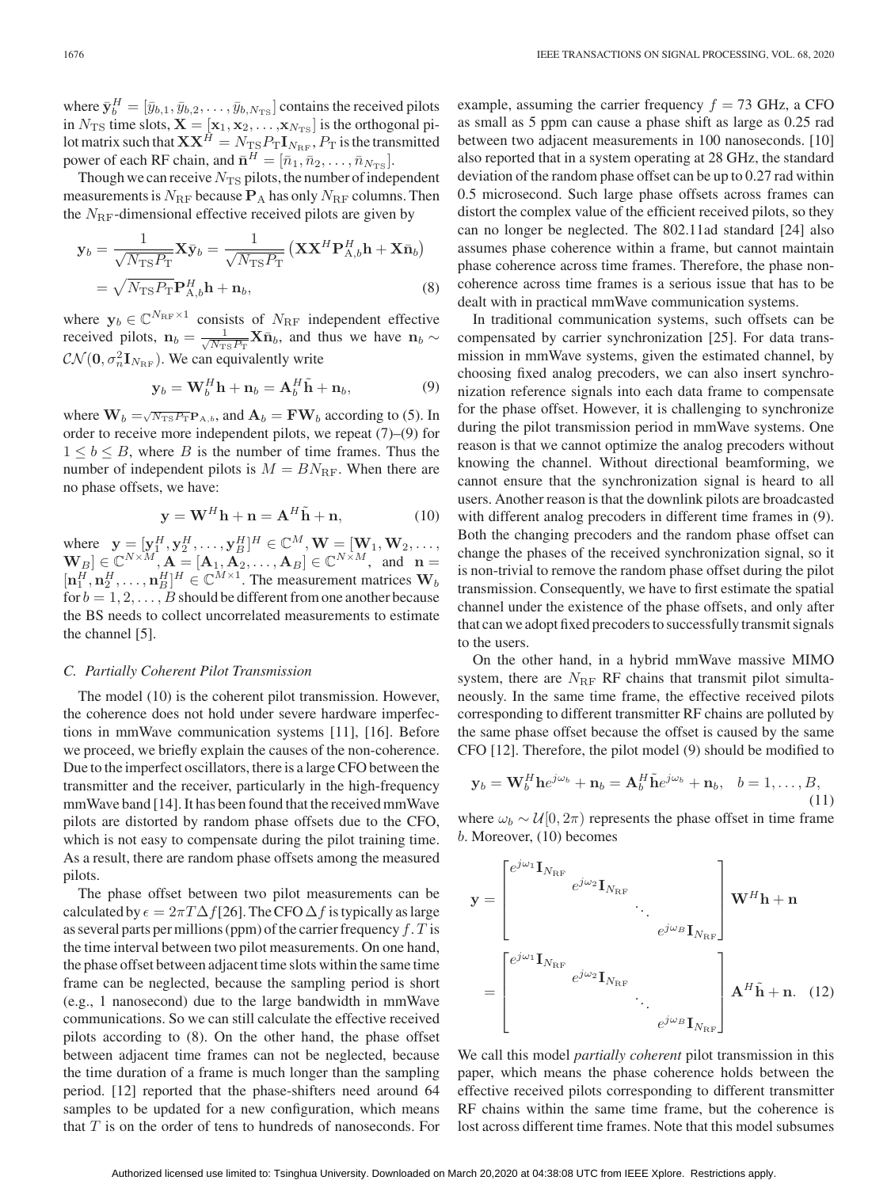where $\bar{\mathbf{y}}_b^H = [\bar{y}_{b,1}, \bar{y}_{b,2}, \ldots, \bar{y}_{b,N_{\mathrm{TS}}}]$ contains the received pilots in $N_{\mathrm{TS}}$ time slots, $\mathbf{X} = [\mathbf{x}_1, \mathbf{x}_2, \ldots, \mathbf{x}_{N_{\mathrm{TS}}}]$ is the orthogonal pilot matrix such that $\mathbf{X}\mathbf{X}^H = N_{\mathrm{TS}} P_{\mathrm{T}} \mathbf{I}_{N_{\mathrm{RF}}}$, $P_{\mathrm{T}}$ is the transmitted power of each RF chain, and $\bar{\mathbf{n}}^H = [\bar{n}_1, \bar{n}_2, \ldots, \bar{n}_{N_{\mathrm{TS}}}]$.

Though we can receive $N_{\mathrm{TS}}$ pilots, the number of independent measurements is $N_{\mathrm{RF}}$ because $\mathbf{P}_{\mathrm{A}}$ has only $N_{\mathrm{RF}}$ columns. Then the $N_{\mathrm{RF}}$-dimensional effective received pilots are given by

$$
\begin{aligned}
\mathbf{y}_b &= \frac{1}{\sqrt{N_{\mathrm{TS}} P_{\mathrm{T}}}} \mathbf{X} \bar{\mathbf{y}}_b = \frac{1}{\sqrt{N_{\mathrm{TS}} P_{\mathrm{T}}}} \left( \mathbf{X}\mathbf{X}^H \mathbf{P}_{\mathrm{A},b}^H \mathbf{h} + \mathbf{X} \bar{\mathbf{n}}_b \right) \\
&= \sqrt{N_{\mathrm{TS}} P_{\mathrm{T}}} \mathbf{P}_{\mathrm{A},b}^H \mathbf{h} + \mathbf{n}_b, \qquad (8)
\end{aligned}
$$

where $\mathbf{y}_b \in \mathbb{C}^{N_{\mathrm{RF}} \times 1}$ consists of $N_{\mathrm{RF}}$ independent effective received pilots, $\mathbf{n}_b = \frac{1}{\sqrt{N_{\mathrm{TS}} P_{\mathrm{T}}}} \mathbf{X} \bar{\mathbf{n}}_b$, and thus we have $\mathbf{n}_b \sim \mathcal{CN}(\mathbf{0}, \sigma_n^2 \mathbf{I}_{N_{\mathrm{RF}}})$. We can equivalently write

$$
\mathbf{y}_b = \mathbf{W}_b^H \mathbf{h} + \mathbf{n}_b = \mathbf{A}_b^H \tilde{\mathbf{h}} + \mathbf{n}_b, \qquad (9)
$$

where $\mathbf{W}_b = \sqrt{N_{\mathrm{TS}} P_{\mathrm{T}}} \mathbf{P}_{\mathrm{A},b}$, and $\mathbf{A}_b = \mathbf{F}\mathbf{W}_b$ according to (5). In order to receive more independent pilots, we repeat (7)–(9) for $1 \le b \le B$, where $B$ is the number of time frames. Thus the number of independent pilots is $M = BN_{\mathrm{RF}}$. When there are no phase offsets, we have:

$$
\mathbf{y} = \mathbf{W}^H \mathbf{h} + \mathbf{n} = \mathbf{A}^H \tilde{\mathbf{h}} + \mathbf{n}, \qquad (10)
$$

where $\mathbf{y} = [\mathbf{y}_1^H, \mathbf{y}_2^H, \ldots, \mathbf{y}_B^H]^H \in \mathbb{C}^M$, $\mathbf{W} = [\mathbf{W}_1, \mathbf{W}_2, \ldots, \mathbf{W}_B] \in \mathbb{C}^{N \times M}$, $\mathbf{A} = [\mathbf{A}_1, \mathbf{A}_2, \ldots, \mathbf{A}_B] \in \mathbb{C}^{N \times M}$, and $\mathbf{n} = [\mathbf{n}_1^H, \mathbf{n}_2^H, \ldots, \mathbf{n}_B^H]^H \in \mathbb{C}^{M \times 1}$. The measurement matrices $\mathbf{W}_b$ for $b = 1, 2, \ldots, B$ should be different from one another because the BS needs to collect uncorrelated measurements to estimate the channel [5].

### C. Partially Coherent Pilot Transmission

The model (10) is the coherent pilot transmission. However, the coherence does not hold under severe hardware imperfections in mmWave communication systems [11], [16]. Before we proceed, we briefly explain the causes of the non-coherence. Due to the imperfect oscillators, there is a large CFO between the transmitter and the receiver, particularly in the high-frequency mmWave band [14]. It has been found that the received mmWave pilots are distorted by random phase offsets due to the CFO, which is not easy to compensate during the pilot training time. As a result, there are random phase offsets among the measured pilots.

The phase offset between two pilot measurements can be calculated by $\epsilon = 2\pi T \Delta f$[26]. The CFO $\Delta f$ is typically as large as several parts per millions (ppm) of the carrier frequency $f$. $T$ is the time interval between two pilot measurements. On one hand, the phase offset between adjacent time slots within the same time frame can be neglected, because the sampling period is short (e.g., 1 nanosecond) due to the large bandwidth in mmWave communications. So we can still calculate the effective received pilots according to (8). On the other hand, the phase offset between adjacent time frames can not be neglected, because the time duration of a frame is much longer than the sampling period. [12] reported that the phase-shifters need around 64 samples to be updated for a new configuration, which means that $T$ is on the order of tens to hundreds of nanoseconds. For example, assuming the carrier frequency $f = 73$ GHz, a CFO as small as 5 ppm can cause a phase shift as large as 0.25 rad between two adjacent measurements in 100 nanoseconds. [10] also reported that in a system operating at 28 GHz, the standard deviation of the random phase offset can be up to 0.27 rad within 0.5 microsecond. Such large phase offsets across frames can distort the complex value of the efficient received pilots, so they can no longer be neglected. The 802.11ad standard [24] also assumes phase coherence within a frame, but cannot maintain phase coherence across time frames. Therefore, the phase non-coherence across time frames is a serious issue that has to be dealt with in practical mmWave communication systems.

In traditional communication systems, such offsets can be compensated by carrier synchronization [25]. For data transmission in mmWave systems, given the estimated channel, by choosing fixed analog precoders, we can also insert synchronization reference signals into each data frame to compensate for the phase offset. However, it is challenging to synchronize during the pilot transmission period in mmWave systems. One reason is that we cannot optimize the analog precoders without knowing the channel. Without directional beamforming, we cannot ensure that the synchronization signal is heard to all users. Another reason is that the downlink pilots are broadcasted with different analog precoders in different time frames in (9). Both the changing precoders and the random phase offset can change the phases of the received synchronization signal, so it is non-trivial to remove the random phase offset during the pilot transmission. Consequently, we have to first estimate the spatial channel under the existence of the phase offsets, and only after that can we adopt fixed precoders to successfully transmit signals to the users.

On the other hand, in a hybrid mmWave massive MIMO system, there are $N_{\mathrm{RF}}$ RF chains that transmit pilot simultaneously. In the same time frame, the effective received pilots corresponding to different transmitter RF chains are polluted by the same phase offset because the offset is caused by the same CFO [12]. Therefore, the pilot model (9) should be modified to

$$
\mathbf{y}_b = \mathbf{W}_b^H \mathbf{h} e^{j\omega_b} + \mathbf{n}_b = \mathbf{A}_b^H \tilde{\mathbf{h}} e^{j\omega_b} + \mathbf{n}_b, \quad b = 1, \ldots, B, \qquad (11)
$$

where $\omega_b \sim \mathcal{U}[0, 2\pi)$ represents the phase offset in time frame $b$. Moreover, (10) becomes

$$
\begin{aligned}
\mathbf{y} &= \begin{bmatrix} e^{j\omega_1}\mathbf{I}_{N_{\mathrm{RF}}} & & & \\ & e^{j\omega_2}\mathbf{I}_{N_{\mathrm{RF}}} & & \\ & & \ddots & \\ & & & e^{j\omega_B}\mathbf{I}_{N_{\mathrm{RF}}} \end{bmatrix} \mathbf{W}^H \mathbf{h} + \mathbf{n} \\
&= \begin{bmatrix} e^{j\omega_1}\mathbf{I}_{N_{\mathrm{RF}}} & & & \\ & e^{j\omega_2}\mathbf{I}_{N_{\mathrm{RF}}} & & \\ & & \ddots & \\ & & & e^{j\omega_B}\mathbf{I}_{N_{\mathrm{RF}}} \end{bmatrix} \mathbf{A}^H \tilde{\mathbf{h}} + \mathbf{n}. \qquad (12)
\end{aligned}
$$

We call this model *partially coherent* pilot transmission in this paper, which means the phase coherence holds between the effective received pilots corresponding to different transmitter RF chains within the same time frame, but the coherence is lost across different time frames. Note that this model subsumes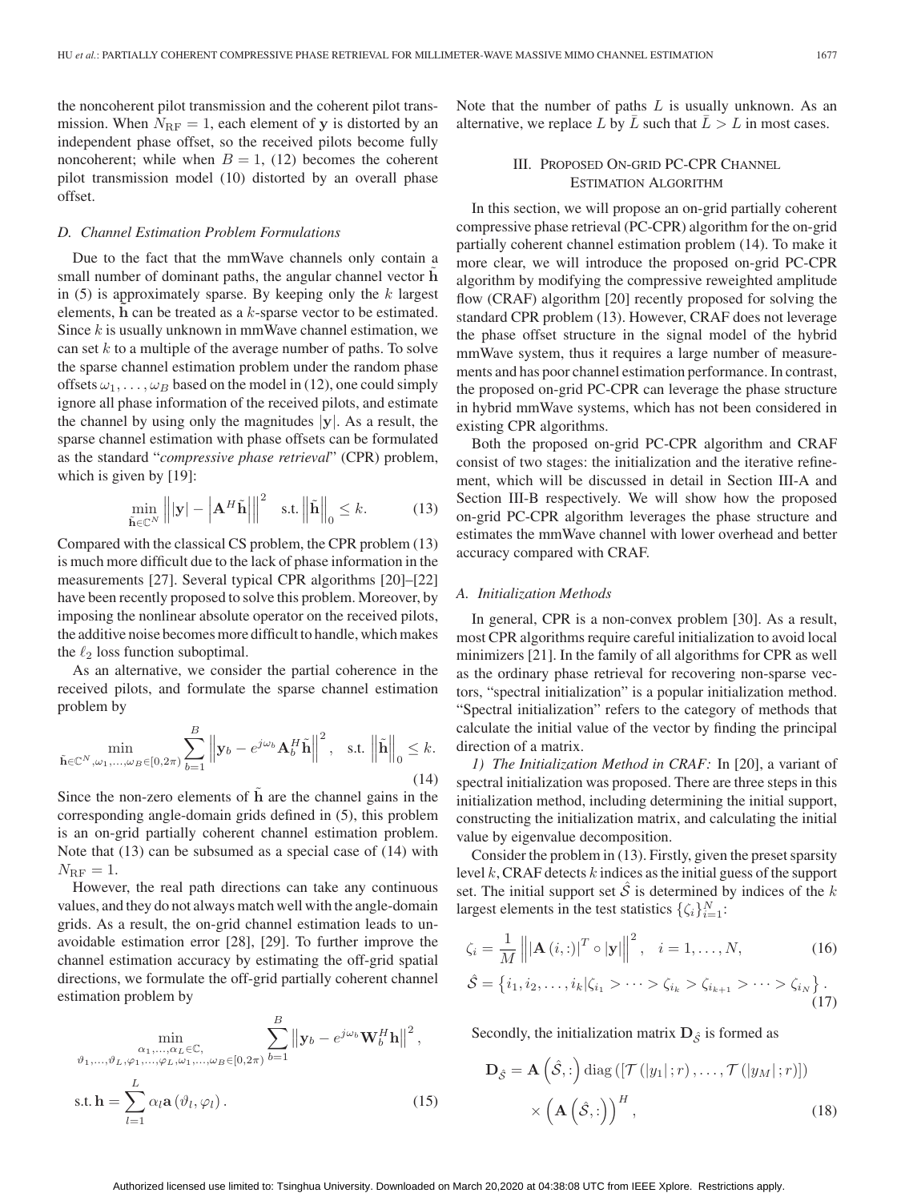the noncoherent pilot transmission and the coherent pilot transmission. When $N_{\rm RF}=1$, each element of $\mathbf{y}$ is distorted by an independent phase offset, so the received pilots become fully noncoherent; while when $B=1$, (12) becomes the coherent pilot transmission model (10) distorted by an overall phase offset.

### D. Channel Estimation Problem Formulations

Due to the fact that the mmWave channels only contain a small number of dominant paths, the angular channel vector $\tilde{\mathbf{h}}$ in (5) is approximately sparse. By keeping only the $k$ largest elements, $\tilde{\mathbf{h}}$ can be treated as a $k$-sparse vector to be estimated. Since $k$ is usually unknown in mmWave channel estimation, we can set $k$ to a multiple of the average number of paths. To solve the sparse channel estimation problem under the random phase offsets $\omega_1,\ldots,\omega_B$ based on the model in (12), one could simply ignore all phase information of the received pilots, and estimate the channel by using only the magnitudes $|\mathbf{y}|$. As a result, the sparse channel estimation with phase offsets can be formulated as the standard "*compressive phase retrieval*" (CPR) problem, which is given by [19]:

$$\min_{\tilde{\mathbf{h}}\in\mathbb{C}^N} \left\| |\mathbf{y}| - \left|\mathbf{A}^H\tilde{\mathbf{h}}\right| \right\|^2 \quad \text{s.t.}\ \left\|\tilde{\mathbf{h}}\right\|_0 \le k. \tag{13}$$

Compared with the classical CS problem, the CPR problem (13) is much more difficult due to the lack of phase information in the measurements [27]. Several typical CPR algorithms [20]–[22] have been recently proposed to solve this problem. Moreover, by imposing the nonlinear absolute operator on the received pilots, the additive noise becomes more difficult to handle, which makes the $\ell_2$ loss function suboptimal.

As an alternative, we consider the partial coherence in the received pilots, and formulate the sparse channel estimation problem by

$$\min_{\tilde{\mathbf{h}}\in\mathbb{C}^N,\omega_1,\ldots,\omega_B\in[0,2\pi)} \sum_{b=1}^{B}\left\|\mathbf{y}_b - e^{j\omega_b}\mathbf{A}_b^H\tilde{\mathbf{h}}\right\|^2, \quad \text{s.t.}\ \left\|\tilde{\mathbf{h}}\right\|_0 \le k. \tag{14}$$

Since the non-zero elements of $\tilde{\mathbf{h}}$ are the channel gains in the corresponding angle-domain grids defined in (5), this problem is an on-grid partially coherent channel estimation problem. Note that (13) can be subsumed as a special case of (14) with $N_{\rm RF}=1$.

However, the real path directions can take any continuous values, and they do not always match well with the angle-domain grids. As a result, the on-grid channel estimation leads to unavoidable estimation error [28], [29]. To further improve the channel estimation accuracy by estimating the off-grid spatial directions, we formulate the off-grid partially coherent channel estimation problem by

$$\min_{\substack{\alpha_1,\ldots,\alpha_L\in\mathbb{C},\\ \vartheta_1,\ldots,\vartheta_L,\varphi_1,\ldots,\varphi_L,\omega_1,\ldots,\omega_B\in[0,2\pi)}} \sum_{b=1}^{B}\left\|\mathbf{y}_b - e^{j\omega_b}\mathbf{W}_b^H\mathbf{h}\right\|^2,$$
$$\text{s.t.}\ \mathbf{h} = \sum_{l=1}^{L}\alpha_l\mathbf{a}\left(\vartheta_l,\varphi_l\right). \tag{15}$$

Note that the number of paths $L$ is usually unknown. As an alternative, we replace $L$ by $\bar{L}$ such that $\bar{L} > L$ in most cases.

## III. Proposed On-grid PC-CPR Channel Estimation Algorithm

In this section, we will propose an on-grid partially coherent compressive phase retrieval (PC-CPR) algorithm for the on-grid partially coherent channel estimation problem (14). To make it more clear, we will introduce the proposed on-grid PC-CPR algorithm by modifying the compressive reweighted amplitude flow (CRAF) algorithm [20] recently proposed for solving the standard CPR problem (13). However, CRAF does not leverage the phase offset structure in the signal model of the hybrid mmWave system, thus it requires a large number of measurements and has poor channel estimation performance. In contrast, the proposed on-grid PC-CPR can leverage the phase structure in hybrid mmWave systems, which has not been considered in existing CPR algorithms.

Both the proposed on-grid PC-CPR algorithm and CRAF consist of two stages: the initialization and the iterative refinement, which will be discussed in detail in Section III-A and Section III-B respectively. We will show how the proposed on-grid PC-CPR algorithm leverages the phase structure and estimates the mmWave channel with lower overhead and better accuracy compared with CRAF.

### A. Initialization Methods

In general, CPR is a non-convex problem [30]. As a result, most CPR algorithms require careful initialization to avoid local minimizers [21]. In the family of all algorithms for CPR as well as the ordinary phase retrieval for recovering non-sparse vectors, "spectral initialization" is a popular initialization method. "Spectral initialization" refers to the category of methods that calculate the initial value of the vector by finding the principal direction of a matrix.

*1) The Initialization Method in CRAF:* In [20], a variant of spectral initialization was proposed. There are three steps in this initialization method, including determining the initial support, constructing the initialization matrix, and calculating the initial value by eigenvalue decomposition.

Consider the problem in (13). Firstly, given the preset sparsity level $k$, CRAF detects $k$ indices as the initial guess of the support set. The initial support set $\hat{\mathcal{S}}$ is determined by indices of the $k$ largest elements in the test statistics $\{\zeta_i\}_{i=1}^N$:

$$\zeta_i = \frac{1}{M}\left\|\left|\mathbf{A}\left(i,:\right)\right|^T \circ |\mathbf{y}|\right\|^2, \quad i=1,\ldots,N, \tag{16}$$

$$\hat{\mathcal{S}} = \left\{i_1,i_2,\ldots,i_k | \zeta_{i_1} > \cdots > \zeta_{i_k} > \zeta_{i_{k+1}} > \cdots > \zeta_{i_N}\right\}. \tag{17}$$

Secondly, the initialization matrix $\mathbf{D}_{\hat{\mathcal{S}}}$ is formed as

$$\mathbf{D}_{\hat{\mathcal{S}}} = \mathbf{A}\left(\hat{\mathcal{S}},:\right)\text{diag}\left(\left[\mathcal{T}\left(|y_1|;r\right),\ldots,\mathcal{T}\left(|y_M|;r\right)\right]\right) \times \left(\mathbf{A}\left(\hat{\mathcal{S}},:\right)\right)^H, \tag{18}$$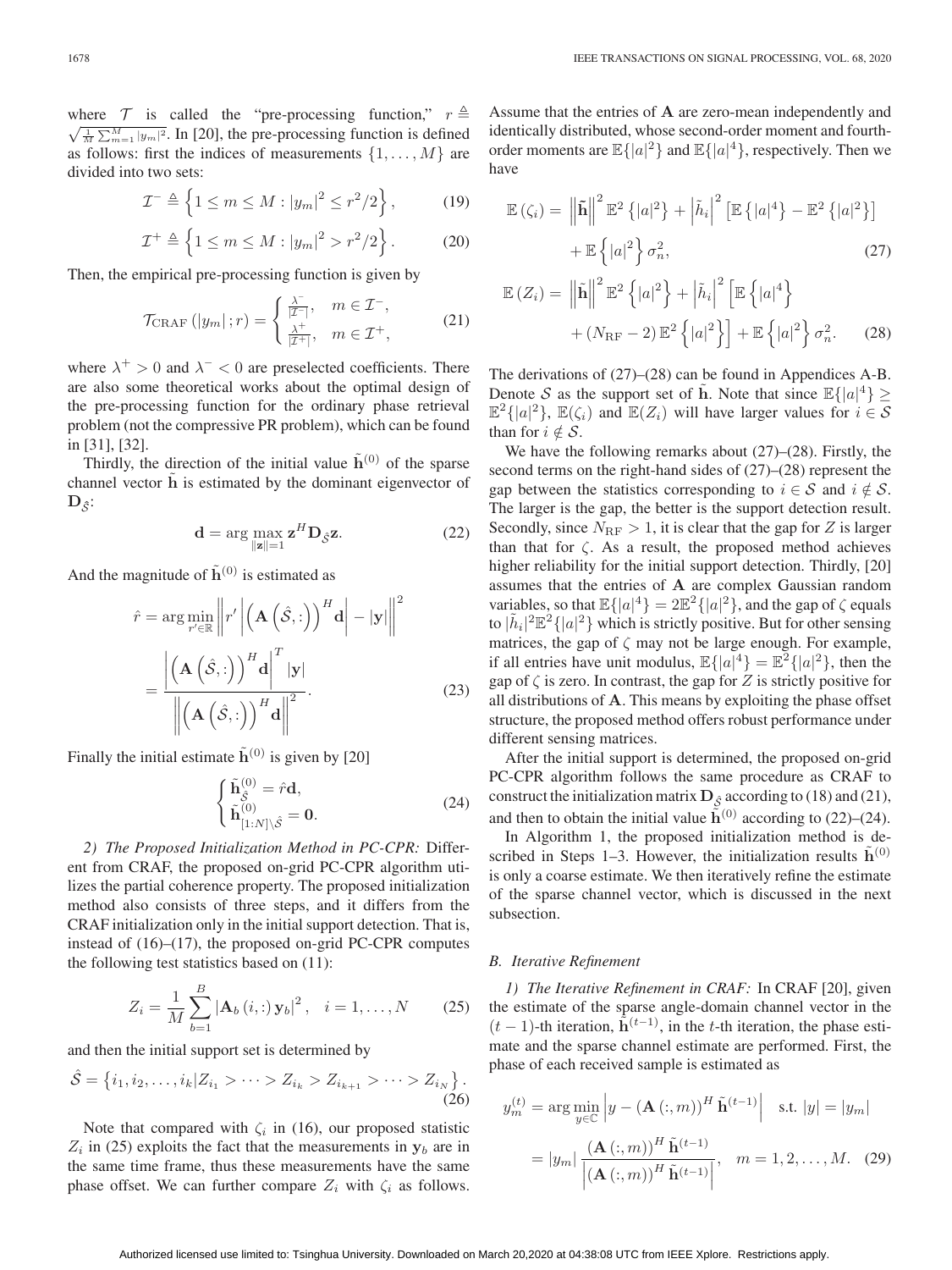where $\mathcal{T}$ is called the "pre-processing function," $r \triangleq \sqrt{\frac{1}{M}\sum_{m=1}^{M}|y_m|^2}$. In [20], the pre-processing function is defined as follows: first the indices of measurements $\{1,\ldots,M\}$ are divided into two sets:

$$\mathcal{I}^{-} \triangleq \left\{1 \le m \le M : |y_m|^2 \le r^2/2\right\}, \tag{19}$$

$$\mathcal{I}^{+} \triangleq \left\{1 \le m \le M : |y_m|^2 > r^2/2\right\}. \tag{20}$$

Then, the empirical pre-processing function is given by

$$\mathcal{T}_{\mathrm{CRAF}}\left(|y_m|;r\right) = \begin{cases} \frac{\lambda^-}{|\mathcal{I}^-|}, & m \in \mathcal{I}^-, \\ \frac{\lambda^+}{|\mathcal{I}^+|}, & m \in \mathcal{I}^+, \end{cases} \tag{21}$$

where $\lambda^+ > 0$ and $\lambda^- < 0$ are preselected coefficients. There are also some theoretical works about the optimal design of the pre-processing function for the ordinary phase retrieval problem (not the compressive PR problem), which can be found in [31], [32].

Thirdly, the direction of the initial value $\tilde{\mathbf{h}}^{(0)}$ of the sparse channel vector $\tilde{\mathbf{h}}$ is estimated by the dominant eigenvector of $\mathbf{D}_{\hat{\mathcal{S}}}$:

$$\mathbf{d} = \arg\max_{\|\mathbf{z}\|=1} \mathbf{z}^H \mathbf{D}_{\hat{\mathcal{S}}}\mathbf{z}. \tag{22}$$

And the magnitude of $\tilde{\mathbf{h}}^{(0)}$ is estimated as

$$\begin{aligned} \hat{r} &= \arg\min_{r' \in \mathbb{R}} \left\| r' \left| \left(\mathbf{A}\left(\hat{\mathcal{S}},:\right)\right)^H \mathbf{d}\right| - |\mathbf{y}| \right\|^2 \\ &= \frac{\left|\left(\mathbf{A}\left(\hat{\mathcal{S}},:\right)\right)^H \mathbf{d}\right|^T |\mathbf{y}|}{\left\|\left(\mathbf{A}\left(\hat{\mathcal{S}},:\right)\right)^H \mathbf{d}\right\|^2}. \end{aligned} \tag{23}$$

Finally the initial estimate $\tilde{\mathbf{h}}^{(0)}$ is given by [20]

$$\begin{cases} \tilde{\mathbf{h}}^{(0)}_{\hat{\mathcal{S}}} = \hat{r}\mathbf{d}, \\ \tilde{\mathbf{h}}^{(0)}_{[1:N]\setminus\hat{\mathcal{S}}} = \mathbf{0}. \end{cases} \tag{24}$$

*2) The Proposed Initialization Method in PC-CPR:* Different from CRAF, the proposed on-grid PC-CPR algorithm utilizes the partial coherence property. The proposed initialization method also consists of three steps, and it differs from the CRAF initialization only in the initial support detection. That is, instead of (16)–(17), the proposed on-grid PC-CPR computes the following test statistics based on (11):

$$Z_i = \frac{1}{M}\sum_{b=1}^{B} \left|\mathbf{A}_b(i,:)\mathbf{y}_b\right|^2, \quad i = 1,\ldots,N \tag{25}$$

and then the initial support set is determined by

$$\hat{\mathcal{S}} = \left\{i_1, i_2, \ldots, i_k | Z_{i_1} > \cdots > Z_{i_k} > Z_{i_{k+1}} > \cdots > Z_{i_N}\right\}. \tag{26}$$

Note that compared with $\zeta_i$ in (16), our proposed statistic $Z_i$ in (25) exploits the fact that the measurements in $\mathbf{y}_b$ are in the same time frame, thus these measurements have the same phase offset. We can further compare $Z_i$ with $\zeta_i$ as follows. Assume that the entries of $\mathbf{A}$ are zero-mean independently and identically distributed, whose second-order moment and fourth-order moments are $\mathbb{E}\{|a|^2\}$ and $\mathbb{E}\{|a|^4\}$, respectively. Then we have

$$\begin{aligned} \mathbb{E}\left(\zeta_i\right) = &\left\|\tilde{\mathbf{h}}\right\|^2 \mathbb{E}^2\left\{|a|^2\right\} + \left|\tilde{h}_i\right|^2 \left[\mathbb{E}\left\{|a|^4\right\} - \mathbb{E}^2\left\{|a|^2\right\}\right] \\ &+ \mathbb{E}\left\{|a|^2\right\}\sigma_n^2, \end{aligned} \tag{27}$$

$$\begin{aligned} \mathbb{E}\left(Z_i\right) = &\left\|\tilde{\mathbf{h}}\right\|^2 \mathbb{E}^2\left\{|a|^2\right\} + \left|\tilde{h}_i\right|^2 \Big[\mathbb{E}\left\{|a|^4\right\} \\ &+ \left(N_{\mathrm{RF}} - 2\right)\mathbb{E}^2\left\{|a|^2\right\}\Big] + \mathbb{E}\left\{|a|^2\right\}\sigma_n^2. \end{aligned} \tag{28}$$

The derivations of (27)–(28) can be found in Appendices A-B. Denote $\mathcal{S}$ as the support set of $\tilde{\mathbf{h}}$. Note that since $\mathbb{E}\{|a|^4\} \ge \mathbb{E}^2\{|a|^2\}$, $\mathbb{E}(\zeta_i)$ and $\mathbb{E}(Z_i)$ will have larger values for $i \in \mathcal{S}$ than for $i \notin \mathcal{S}$.

We have the following remarks about (27)–(28). Firstly, the second terms on the right-hand sides of (27)–(28) represent the gap between the statistics corresponding to $i \in \mathcal{S}$ and $i \notin \mathcal{S}$. The larger is the gap, the better is the support detection result. Secondly, since $N_{\mathrm{RF}} > 1$, it is clear that the gap for $Z$ is larger than that for $\zeta$. As a result, the proposed method achieves higher reliability for the initial support detection. Thirdly, [20] assumes that the entries of $\mathbf{A}$ are complex Gaussian random variables, so that $\mathbb{E}\{|a|^4\} = 2\mathbb{E}^2\{|a|^2\}$, and the gap of $\zeta$ equals to $|\tilde{h}_i|^2\mathbb{E}^2\{|a|^2\}$ which is strictly positive. But for other sensing matrices, the gap of $\zeta$ may not be large enough. For example, if all entries have unit modulus, $\mathbb{E}\{|a|^4\} = \mathbb{E}^2\{|a|^2\}$, then the gap of $\zeta$ is zero. In contrast, the gap for $Z$ is strictly positive for all distributions of $\mathbf{A}$. This means by exploiting the phase offset structure, the proposed method offers robust performance under different sensing matrices.

After the initial support is determined, the proposed on-grid PC-CPR algorithm follows the same procedure as CRAF to construct the initialization matrix $\mathbf{D}_{\hat{\mathcal{S}}}$ according to (18) and (21), and then to obtain the initial value $\tilde{\mathbf{h}}^{(0)}$ according to (22)–(24).

In Algorithm 1, the proposed initialization method is described in Steps 1–3. However, the initialization results $\tilde{\mathbf{h}}^{(0)}$ is only a coarse estimate. We then iteratively refine the estimate of the sparse channel vector, which is discussed in the next subsection.

### *B. Iterative Refinement*

*1) The Iterative Refinement in CRAF:* In CRAF [20], given the estimate of the sparse angle-domain channel vector in the $(t-1)$-th iteration, $\tilde{\mathbf{h}}^{(t-1)}$, in the $t$-th iteration, the phase estimate and the sparse channel estimate are performed. First, the phase of each received sample is estimated as

$$\begin{aligned} y_m^{(t)} &= \arg\min_{y \in \mathbb{C}} \left| y - \left(\mathbf{A}(:,m)\right)^H \tilde{\mathbf{h}}^{(t-1)}\right| \quad \text{s.t. } |y| = |y_m| \\ &= |y_m| \frac{\left(\mathbf{A}(:,m)\right)^H \tilde{\mathbf{h}}^{(t-1)}}{\left|\left(\mathbf{A}(:,m)\right)^H \tilde{\mathbf{h}}^{(t-1)}\right|}, \quad m = 1,2,\ldots,M. \end{aligned} \tag{29}$$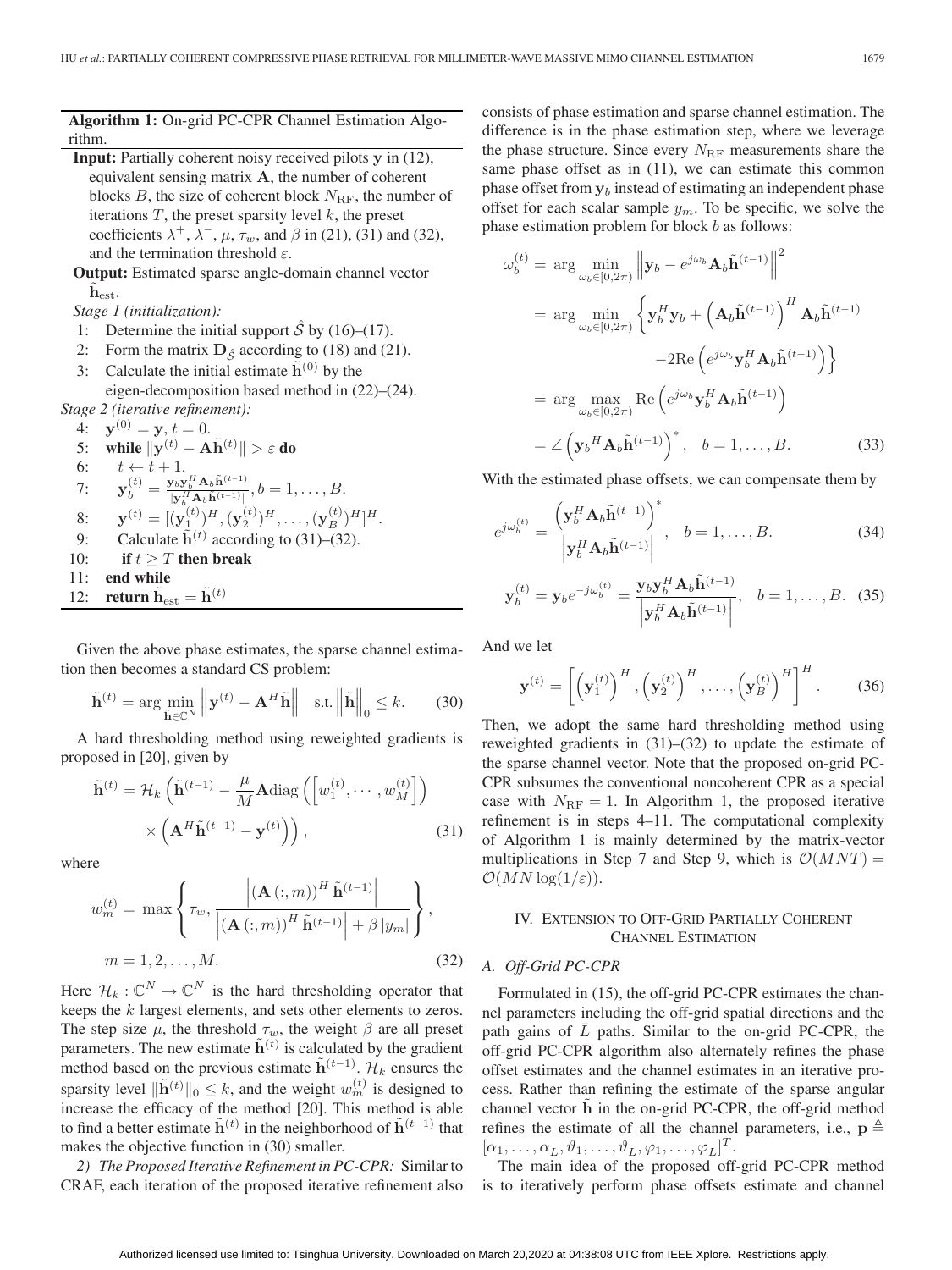**Algorithm 1:** On-grid PC-CPR Channel Estimation Algorithm.

**Input:** Partially coherent noisy received pilots $\mathbf{y}$ in (12), equivalent sensing matrix $\mathbf{A}$, the number of coherent blocks $B$, the size of coherent block $N_{\mathrm{RF}}$, the number of iterations $T$, the preset sparsity level $k$, the preset coefficients $\lambda^+$, $\lambda^-$, $\mu$, $\tau_w$, and $\beta$ in (21), (31) and (32), and the termination threshold $\varepsilon$.

**Output:** Estimated sparse angle-domain channel vector $\tilde{\mathbf{h}}_{\mathrm{est}}$.

*Stage 1 (initialization):*

1: Determine the initial support $\hat{\mathcal{S}}$ by (16)–(17).

2: Form the matrix $\mathbf{D}_{\hat{\mathcal{S}}}$ according to (18) and (21).

3: Calculate the initial estimate $\tilde{\mathbf{h}}^{(0)}$ by the eigen-decomposition based method in (22)–(24).

*Stage 2 (iterative refinement):*

4: $\mathbf{y}^{(0)} = \mathbf{y}$, $t = 0$.

5: **while** $\|\mathbf{y}^{(t)} - \mathbf{A}\tilde{\mathbf{h}}^{(t)}\| > \varepsilon$ **do**

6: $\quad t \leftarrow t + 1$.

7: $\quad \mathbf{y}_b^{(t)} = \frac{\mathbf{y}_b \mathbf{y}_b^H \mathbf{A}_b \tilde{\mathbf{h}}^{(t-1)}}{|\mathbf{y}_b^H \mathbf{A}_b \tilde{\mathbf{h}}^{(t-1)}|}, b = 1, \ldots, B$.

8: $\quad \mathbf{y}^{(t)} = [(\mathbf{y}_1^{(t)})^H, (\mathbf{y}_2^{(t)})^H, \ldots, (\mathbf{y}_B^{(t)})^H]^H$.

9: $\quad$ Calculate $\tilde{\mathbf{h}}^{(t)}$ according to (31)–(32).

10: $\quad$ **if** $t \geq T$ **then break**

11: **end while**

12: **return** $\tilde{\mathbf{h}}_{\mathrm{est}} = \tilde{\mathbf{h}}^{(t)}$

Given the above phase estimates, the sparse channel estimation then becomes a standard CS problem:

$$\tilde{\mathbf{h}}^{(t)} = \arg\min_{\tilde{\mathbf{h}} \in \mathbb{C}^N} \left\| \mathbf{y}^{(t)} - \mathbf{A}^H \tilde{\mathbf{h}} \right\| \quad \text{s.t.} \left\| \tilde{\mathbf{h}} \right\|_0 \leq k. \tag{30}$$

A hard thresholding method using reweighted gradients is proposed in [20], given by

$$\begin{aligned}\tilde{\mathbf{h}}^{(t)} = \mathcal{H}_k \Big( \tilde{\mathbf{h}}^{(t-1)} - \frac{\mu}{M} \mathbf{A} \mathrm{diag}\left( \left[ w_1^{(t)}, \cdots, w_M^{(t)} \right] \right) \\ \times \left( \mathbf{A}^H \tilde{\mathbf{h}}^{(t-1)} - \mathbf{y}^{(t)} \right) \Big),\end{aligned} \tag{31}$$

where

$$\begin{aligned} w_m^{(t)} = \max \left\{ \tau_w, \frac{\left| (\mathbf{A}(:, m))^H \tilde{\mathbf{h}}^{(t-1)} \right|}{\left| (\mathbf{A}(:, m))^H \tilde{\mathbf{h}}^{(t-1)} \right| + \beta |y_m|} \right\}, \\ m = 1, 2, \ldots, M. \end{aligned} \tag{32}$$

Here $\mathcal{H}_k : \mathbb{C}^N \to \mathbb{C}^N$ is the hard thresholding operator that keeps the $k$ largest elements, and sets other elements to zeros. The step size $\mu$, the threshold $\tau_w$, the weight $\beta$ are all preset parameters. The new estimate $\tilde{\mathbf{h}}^{(t)}$ is calculated by the gradient method based on the previous estimate $\tilde{\mathbf{h}}^{(t-1)}$. $\mathcal{H}_k$ ensures the sparsity level $\|\tilde{\mathbf{h}}^{(t)}\|_0 \leq k$, and the weight $w_m^{(t)}$ is designed to increase the efficacy of the method [20]. This method is able to find a better estimate $\tilde{\mathbf{h}}^{(t)}$ in the neighborhood of $\tilde{\mathbf{h}}^{(t-1)}$ that makes the objective function in (30) smaller.

*2) The Proposed Iterative Refinement in PC-CPR:* Similar to CRAF, each iteration of the proposed iterative refinement also consists of phase estimation and sparse channel estimation. The difference is in the phase estimation step, where we leverage the phase structure. Since every $N_{\mathrm{RF}}$ measurements share the same phase offset as in (11), we can estimate this common phase offset from $\mathbf{y}_b$ instead of estimating an independent phase offset for each scalar sample $y_m$. To be specific, we solve the phase estimation problem for block $b$ as follows:

$$\begin{aligned}
\omega_b^{(t)} &= \arg\min_{\omega_b \in [0, 2\pi)} \left\| \mathbf{y}_b - e^{j\omega_b} \mathbf{A}_b \tilde{\mathbf{h}}^{(t-1)} \right\|^2 \\
&= \arg\min_{\omega_b \in [0, 2\pi)} \Big\{ \mathbf{y}_b^H \mathbf{y}_b + \left( \mathbf{A}_b \tilde{\mathbf{h}}^{(t-1)} \right)^H \mathbf{A}_b \tilde{\mathbf{h}}^{(t-1)} \\
&\qquad - 2\mathrm{Re}\left( e^{j\omega_b} \mathbf{y}_b^H \mathbf{A}_b \tilde{\mathbf{h}}^{(t-1)} \right) \Big\} \\
&= \arg\max_{\omega_b \in [0, 2\pi)} \mathrm{Re}\left( e^{j\omega_b} \mathbf{y}_b^H \mathbf{A}_b \tilde{\mathbf{h}}^{(t-1)} \right) \\
&= \angle \left( {\mathbf{y}_b}^H \mathbf{A}_b \tilde{\mathbf{h}}^{(t-1)} \right)^*, \quad b = 1, \ldots, B.
\end{aligned} \tag{33}$$

With the estimated phase offsets, we can compensate them by

$$e^{j\omega_b^{(t)}} = \frac{\left( \mathbf{y}_b^H \mathbf{A}_b \tilde{\mathbf{h}}^{(t-1)} \right)^*}{\left| \mathbf{y}_b^H \mathbf{A}_b \tilde{\mathbf{h}}^{(t-1)} \right|}, \quad b = 1, \ldots, B. \tag{34}$$

$$\mathbf{y}_b^{(t)} = \mathbf{y}_b e^{-j\omega_b^{(t)}} = \frac{\mathbf{y}_b \mathbf{y}_b^H \mathbf{A}_b \tilde{\mathbf{h}}^{(t-1)}}{\left| \mathbf{y}_b^H \mathbf{A}_b \tilde{\mathbf{h}}^{(t-1)} \right|}, \quad b = 1, \ldots, B. \tag{35}$$

And we let

$$\mathbf{y}^{(t)} = \left[ \left( \mathbf{y}_1^{(t)} \right)^H, \left( \mathbf{y}_2^{(t)} \right)^H, \ldots, \left( \mathbf{y}_B^{(t)} \right)^H \right]^H. \tag{36}$$

Then, we adopt the same hard thresholding method using reweighted gradients in (31)–(32) to update the estimate of the sparse channel vector. Note that the proposed on-grid PC-CPR subsumes the conventional noncoherent CPR as a special case with $N_{\mathrm{RF}} = 1$. In Algorithm 1, the proposed iterative refinement is in steps 4–11. The computational complexity of Algorithm 1 is mainly determined by the matrix-vector multiplications in Step 7 and Step 9, which is $\mathcal{O}(MNT) = \mathcal{O}(MN \log(1/\varepsilon))$.

## IV. Extension to Off-Grid Partially Coherent Channel Estimation

### A. Off-Grid PC-CPR

Formulated in (15), the off-grid PC-CPR estimates the channel parameters including the off-grid spatial directions and the path gains of $\bar{L}$ paths. Similar to the on-grid PC-CPR, the off-grid PC-CPR algorithm also alternately refines the phase offset estimates and the channel estimates in an iterative process. Rather than refining the estimate of the sparse angular channel vector $\tilde{\mathbf{h}}$ in the on-grid PC-CPR, the off-grid method refines the estimate of all the channel parameters, i.e., $\mathbf{p} \triangleq [\alpha_1, \ldots, \alpha_{\bar{L}}, \vartheta_1, \ldots, \vartheta_{\bar{L}}, \varphi_1, \ldots, \varphi_{\bar{L}}]^T$.

The main idea of the proposed off-grid PC-CPR method is to iteratively perform phase offsets estimate and channel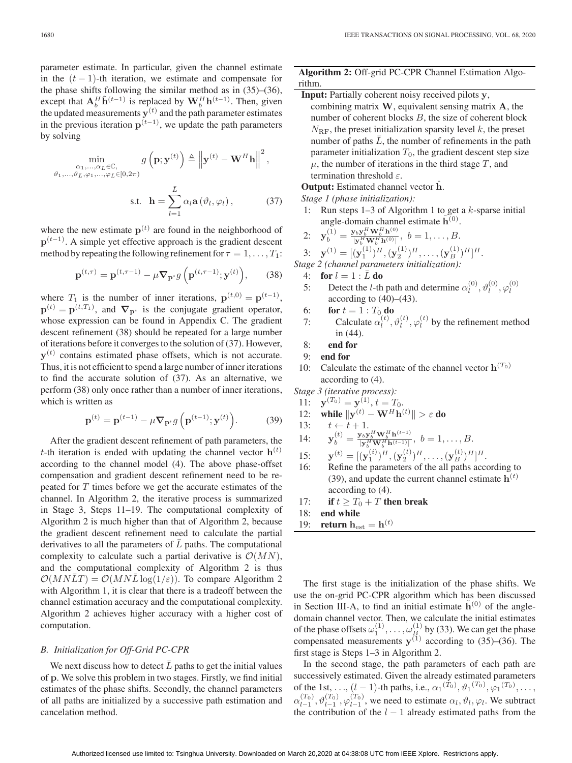parameter estimate. In particular, given the channel estimate in the $(t-1)$-th iteration, we estimate and compensate for the phase shifts following the similar method as in (35)–(36), except that $\mathbf{A}_b^H\tilde{\mathbf{h}}^{(t-1)}$ is replaced by $\mathbf{W}_b^H\mathbf{h}^{(t-1)}$. Then, given the updated measurements $\mathbf{y}^{(t)}$ and the path parameter estimates in the previous iteration $\mathbf{p}^{(t-1)}$, we update the path parameters by solving

$$\min_{\substack{\alpha_1,\ldots,\alpha_{\bar{L}}\in\mathbb{C},\\ \vartheta_1,\ldots,\vartheta_{\bar{L}},\varphi_1,\ldots,\varphi_{\bar{L}}\in[0,2\pi)}} g\left(\mathbf{p};\mathbf{y}^{(t)}\right) \triangleq \left\|\mathbf{y}^{(t)}-\mathbf{W}^H\mathbf{h}\right\|^2,$$

$$\text{s.t.}\quad \mathbf{h}=\sum_{l=1}^{\bar{L}}\alpha_l\mathbf{a}\left(\vartheta_l,\varphi_l\right), \tag{37}$$

where the new estimate $\mathbf{p}^{(t)}$ are found in the neighborhood of $\mathbf{p}^{(t-1)}$. A simple yet effective approach is the gradient descent method by repeating the following refinement for $\tau=1,\ldots,T_1$:

$$\mathbf{p}^{(t,\tau)}=\mathbf{p}^{(t,\tau-1)}-\mu\boldsymbol{\nabla}_{\mathbf{p}^*}g\left(\mathbf{p}^{(t,\tau-1)};\mathbf{y}^{(t)}\right), \tag{38}$$

where $T_1$ is the number of inner iterations, $\mathbf{p}^{(t,0)}=\mathbf{p}^{(t-1)}$, $\mathbf{p}^{(t)}=\mathbf{p}^{(t,T_1)}$, and $\boldsymbol{\nabla}_{\mathbf{p}^*}$ is the conjugate gradient operator, whose expression can be found in Appendix C. The gradient descent refinement (38) should be repeated for a large number of iterations before it converges to the solution of (37). However, $\mathbf{y}^{(t)}$ contains estimated phase offsets, which is not accurate. Thus, it is not efficient to spend a large number of inner iterations to find the accurate solution of (37). As an alternative, we perform (38) only once rather than a number of inner iterations, which is written as

$$\mathbf{p}^{(t)}=\mathbf{p}^{(t-1)}-\mu\boldsymbol{\nabla}_{\mathbf{p}^*}g\left(\mathbf{p}^{(t-1)};\mathbf{y}^{(t)}\right). \tag{39}$$

After the gradient descent refinement of path parameters, the $t$-th iteration is ended with updating the channel vector $\mathbf{h}^{(t)}$ according to the channel model (4). The above phase-offset compensation and gradient descent refinement need to be repeated for $T$ times before we get the accurate estimates of the channel. In Algorithm 2, the iterative process is summarized in Stage 3, Steps 11–19. The computational complexity of Algorithm 2 is much higher than that of Algorithm 2, because the gradient descent refinement need to calculate the partial derivatives to all the parameters of $\bar{L}$ paths. The computational complexity to calculate such a partial derivative is $\mathcal{O}(MN)$, and the computational complexity of Algorithm 2 is thus $\mathcal{O}(MN\bar{L}T)=\mathcal{O}(MN\bar{L}\log(1/\varepsilon))$. To compare Algorithm 2 with Algorithm 1, it is clear that there is a tradeoff between the channel estimation accuracy and the computational complexity. Algorithm 2 achieves higher accuracy with a higher cost of computation.

### B. Initialization for Off-Grid PC-CPR

We next discuss how to detect $\bar{L}$ paths to get the initial values of $\mathbf{p}$. We solve this problem in two stages. Firstly, we find initial estimates of the phase shifts. Secondly, the channel parameters of all paths are initialized by a successive path estimation and cancelation method.

---

**Algorithm 2:** Off-grid PC-CPR Channel Estimation Algorithm.

**Input:** Partially coherent noisy received pilots $\mathbf{y}$, combining matrix $\mathbf{W}$, equivalent sensing matrix $\mathbf{A}$, the number of coherent blocks $B$, the size of coherent block $N_{\mathrm{RF}}$, the preset initialization sparsity level $k$, the preset number of paths $\bar{L}$, the number of refinements in the path parameter initialization $T_0$, the gradient descent step size $\mu$, the number of iterations in the third stage $T$, and termination threshold $\varepsilon$.

**Output:** Estimated channel vector $\hat{\mathbf{h}}$.

*Stage 1 (phase initialization):*

1: Run steps 1–3 of Algorithm 1 to get a $k$-sparse initial angle-domain channel estimate $\tilde{\mathbf{h}}^{(0)}$.

2: $\mathbf{y}_b^{(1)}=\frac{\mathbf{y}_b\mathbf{y}_b^H\mathbf{W}_b^H\mathbf{h}^{(0)}}{|\mathbf{y}_b^H\mathbf{W}_b^H\mathbf{h}^{(0)}|},\ b=1,\ldots,B.$

3: $\mathbf{y}^{(1)}=[(\mathbf{y}_1^{(1)})^H,(\mathbf{y}_2^{(1)})^H,\ldots,(\mathbf{y}_B^{(1)})^H]^H.$

*Stage 2 (channel parameters initialization):*

4: **for** $l=1:\bar{L}$ **do**

5: Detect the $l$-th path and determine $\alpha_l^{(0)},\vartheta_l^{(0)},\varphi_l^{(0)}$ according to (40)–(43).

6: **for** $t=1:T_0$ **do**

7: Calculate $\alpha_l^{(t)},\vartheta_l^{(t)},\varphi_l^{(t)}$ by the refinement method in (44).

8: **end for**

9: **end for**

10: Calculate the estimate of the channel vector $\mathbf{h}^{(T_0)}$ according to (4).

*Stage 3 (iterative process):*

11: $\mathbf{y}^{(T_0)}=\mathbf{y}^{(1)},\ t=T_0.$

12: **while** $\|\mathbf{y}^{(t)}-\mathbf{W}^H\mathbf{h}^{(t)}\|>\varepsilon$ **do**

13: $t\leftarrow t+1.$

14: $\mathbf{y}_b^{(t)}=\frac{\mathbf{y}_b\mathbf{y}_b^H\mathbf{W}_b^H\mathbf{h}^{(t-1)}}{|\mathbf{y}_b^H\mathbf{W}_b^H\mathbf{h}^{(t-1)}|},\ b=1,\ldots,B.$

15: $\mathbf{y}^{(t)}=[(\mathbf{y}_1^{(i)})^H,(\mathbf{y}_2^{(t)})^H,\ldots,(\mathbf{y}_B^{(t)})^H]^H.$

16: Refine the parameters of the all paths according to (39), and update the current channel estimate $\mathbf{h}^{(t)}$ according to (4).

17: **if** $t\geq T_0+T$ **then break**

18: **end while**

19: **return** $\mathbf{h}_{\mathrm{est}}=\mathbf{h}^{(t)}$

---

The first stage is the initialization of the phase shifts. We use the on-grid PC-CPR algorithm which has been discussed in Section III-A, to find an initial estimate $\tilde{\mathbf{h}}^{(0)}$ of the angle-domain channel vector. Then, we calculate the initial estimates of the phase offsets $\omega_1^{(1)},\ldots,\omega_B^{(1)}$ by (33). We can get the phase compensated measurements $\mathbf{y}^{(1)}$ according to (35)–(36). The first stage is Steps 1–3 in Algorithm 2.

In the second stage, the path parameters of each path are successively estimated. Given the already estimated parameters of the 1st, …, $(l-1)$-th paths, i.e., $\alpha_1{}^{(T_0)},\vartheta_1{}^{(T_0)},\varphi_1{}^{(T_0)},\ldots,\alpha_{l-1}^{(T_0)},\vartheta_{l-1}^{(T_0)},\varphi_{l-1}^{(T_0)}$, we need to estimate $\alpha_l,\vartheta_l,\varphi_l$. We subtract the contribution of the $l-1$ already estimated paths from the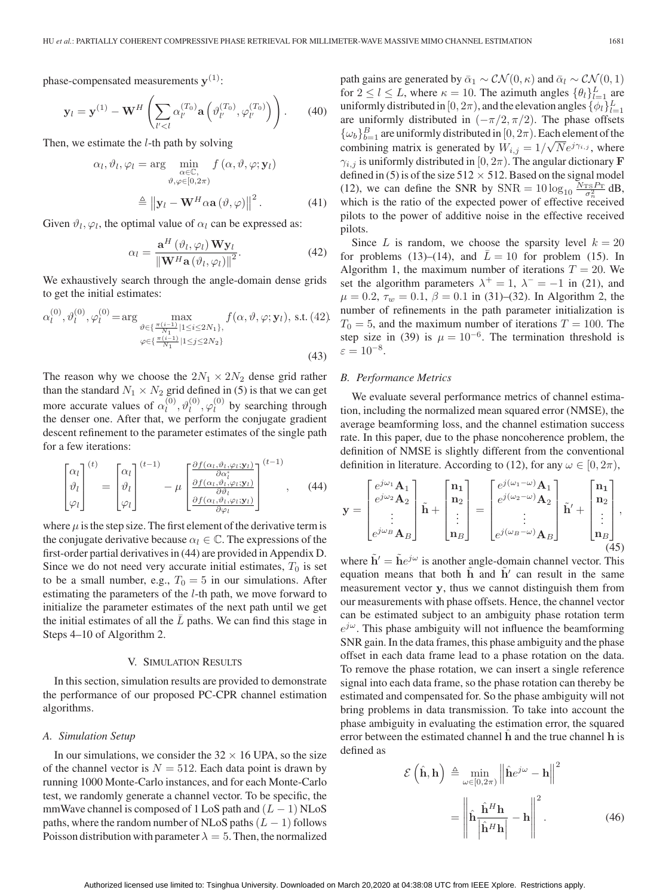phase-compensated measurements $\mathbf{y}^{(1)}$:

$$\mathbf{y}_l = \mathbf{y}^{(1)} - \mathbf{W}^H \left( \sum_{l'<l} \alpha_{l'}^{(T_0)} \mathbf{a}\left(\vartheta_{l'}^{(T_0)}, \varphi_{l'}^{(T_0)}\right) \right). \tag{40}$$

Then, we estimate the $l$-th path by solving

$$\begin{aligned} \alpha_l, \vartheta_l, \varphi_l &= \arg \min_{\substack{\alpha \in \mathbb{C}, \\ \vartheta, \varphi \in [0, 2\pi)}} f\left(\alpha, \vartheta, \varphi; \mathbf{y}_l\right) \\ &\triangleq \left\| \mathbf{y}_l - \mathbf{W}^H \alpha \mathbf{a}\left(\vartheta, \varphi\right) \right\|^2. \end{aligned} \tag{41}$$

Given $\vartheta_l, \varphi_l$, the optimal value of $\alpha_l$ can be expressed as:

$$\alpha_l = \frac{\mathbf{a}^H\left(\vartheta_l, \varphi_l\right) \mathbf{W} \mathbf{y}_l}{\left\| \mathbf{W}^H \mathbf{a}\left(\vartheta_l, \varphi_l\right) \right\|^2}. \tag{42}$$

We exhaustively search through the angle-domain dense grids to get the initial estimates:

$$\alpha_l^{(0)}, \vartheta_l^{(0)}, \varphi_l^{(0)} = \arg \max_{\substack{\vartheta \in \{\frac{\pi(i-1)}{N_1} | 1 \leq i \leq 2N_1\}, \\ \varphi \in \{\frac{\pi(i-1)}{N_1} | 1 \leq j \leq 2N_2\}}} f(\alpha, \vartheta, \varphi; \mathbf{y}_l), \text{ s.t. } (42). \tag{43}$$

The reason why we choose the $2N_1 \times 2N_2$ dense grid rather than the standard $N_1 \times N_2$ grid defined in (5) is that we can get more accurate values of $\alpha_l^{(0)}, \vartheta_l^{(0)}, \varphi_l^{(0)}$ by searching through the denser one. After that, we perform the conjugate gradient descent refinement to the parameter estimates of the single path for a few iterations:

$$\begin{bmatrix} \alpha_l \\ \vartheta_l \\ \varphi_l \end{bmatrix}^{(t)} = \begin{bmatrix} \alpha_l \\ \vartheta_l \\ \varphi_l \end{bmatrix}^{(t-1)} - \mu \begin{bmatrix} \frac{\partial f(\alpha_l, \vartheta_l, \varphi_l; \mathbf{y}_l)}{\partial \alpha_l^*} \\ \frac{\partial f(\alpha_l, \vartheta_l, \varphi_l; \mathbf{y}_l)}{\partial \vartheta_l} \\ \frac{\partial f(\alpha_l, \vartheta_l, \varphi_l; \mathbf{y}_l)}{\partial \varphi_l} \end{bmatrix}^{(t-1)}, \tag{44}$$

where $\mu$ is the step size. The first element of the derivative term is the conjugate derivative because $\alpha_l \in \mathbb{C}$. The expressions of the first-order partial derivatives in (44) are provided in Appendix D. Since we do not need very accurate initial estimates, $T_0$ is set to be a small number, e.g., $T_0 = 5$ in our simulations. After estimating the parameters of the $l$-th path, we move forward to initialize the parameter estimates of the next path until we get the initial estimates of all the $\bar{L}$ paths. We can find this stage in Steps 4–10 of Algorithm 2.

## V. Simulation Results

In this section, simulation results are provided to demonstrate the performance of our proposed PC-CPR channel estimation algorithms.

### A. Simulation Setup

In our simulations, we consider the $32 \times 16$ UPA, so the size of the channel vector is $N = 512$. Each data point is drawn by running 1000 Monte-Carlo instances, and for each Monte-Carlo test, we randomly generate a channel vector. To be specific, the mmWave channel is composed of 1 LoS path and $(L-1)$ NLoS paths, where the random number of NLoS paths $(L-1)$ follows Poisson distribution with parameter $\lambda = 5$. Then, the normalized path gains are generated by $\bar{\alpha}_1 \sim \mathcal{CN}(0, \kappa)$ and $\bar{\alpha}_l \sim \mathcal{CN}(0, 1)$ for $2 \leq l \leq L$, where $\kappa = 10$. The azimuth angles $\{\theta_l\}_{l=1}^L$ are uniformly distributed in $[0, 2\pi)$, and the elevation angles $\{\phi_l\}_{l=1}^L$ are uniformly distributed in $(-\pi/2, \pi/2)$. The phase offsets $\{\omega_b\}_{b=1}^B$ are uniformly distributed in $[0, 2\pi)$. Each element of the combining matrix is generated by $W_{i,j} = 1/\sqrt{N} e^{j\gamma_{i,j}}$, where $\gamma_{i,j}$ is uniformly distributed in $[0, 2\pi)$. The angular dictionary $\mathbf{F}$ defined in (5) is of the size $512 \times 512$. Based on the signal model (12), we can define the SNR by $\text{SNR} = 10 \log_{10} \frac{N_{\text{TS}} P_{\text{T}}}{\sigma_n^2}$ dB, which is the ratio of the expected power of effective received pilots to the power of additive noise in the effective received pilots.

Since $L$ is random, we choose the sparsity level $k = 20$ for problems (13)–(14), and $\bar{L} = 10$ for problem (15). In Algorithm 1, the maximum number of iterations $T = 20$. We set the algorithm parameters $\lambda^+ = 1$, $\lambda^- = -1$ in (21), and $\mu = 0.2$, $\tau_w = 0.1$, $\beta = 0.1$ in (31)–(32). In Algorithm 2, the number of refinements in the path parameter initialization is $T_0 = 5$, and the maximum number of iterations $T = 100$. The step size in (39) is $\mu = 10^{-6}$. The termination threshold is $\varepsilon = 10^{-8}$.

### B. Performance Metrics

We evaluate several performance metrics of channel estimation, including the normalized mean squared error (NMSE), the average beamforming loss, and the channel estimation success rate. In this paper, due to the phase noncoherence problem, the definition of NMSE is slightly different from the conventional definition in literature. According to (12), for any $\omega \in [0, 2\pi)$,

$$\mathbf{y} = \begin{bmatrix} e^{j\omega_1} \mathbf{A}_1 \\ e^{j\omega_2} \mathbf{A}_2 \\ \vdots \\ e^{j\omega_B} \mathbf{A}_B \end{bmatrix} \tilde{\mathbf{h}} + \begin{bmatrix} \mathbf{n}_1 \\ \mathbf{n}_2 \\ \vdots \\ \mathbf{n}_B \end{bmatrix} = \begin{bmatrix} e^{j(\omega_1 - \omega)} \mathbf{A}_1 \\ e^{j(\omega_2 - \omega)} \mathbf{A}_2 \\ \vdots \\ e^{j(\omega_B - \omega)} \mathbf{A}_B \end{bmatrix} \tilde{\mathbf{h}}' + \begin{bmatrix} \mathbf{n}_1 \\ \mathbf{n}_2 \\ \vdots \\ \mathbf{n}_B \end{bmatrix}, \tag{45}$$

where $\tilde{\mathbf{h}}' = \tilde{\mathbf{h}} e^{j\omega}$ is another angle-domain channel vector. This equation means that both $\tilde{\mathbf{h}}$ and $\tilde{\mathbf{h}}'$ can result in the same measurement vector $\mathbf{y}$, thus we cannot distinguish them from our measurements with phase offsets. Hence, the channel vector can be estimated subject to an ambiguity phase rotation term $e^{j\omega}$. This phase ambiguity will not influence the beamforming SNR gain. In the data frames, this phase ambiguity and the phase offset in each data frame lead to a phase rotation on the data. To remove the phase rotation, we can insert a single reference signal into each data frame, so the phase rotation can thereby be estimated and compensated for. So the phase ambiguity will not bring problems in data transmission. To take into account the phase ambiguity in evaluating the estimation error, the squared error between the estimated channel $\hat{\mathbf{h}}$ and the true channel $\mathbf{h}$ is defined as

$$\begin{aligned} \mathcal{E}\left(\hat{\mathbf{h}}, \mathbf{h}\right) &\triangleq \min_{\omega \in [0, 2\pi)} \left\| \hat{\mathbf{h}} e^{j\omega} - \mathbf{h} \right\|^2 \\ &= \left\| \hat{\mathbf{h}} \frac{\hat{\mathbf{h}}^H \mathbf{h}}{\left| \hat{\mathbf{h}}^H \mathbf{h} \right|} - \mathbf{h} \right\|^2. \end{aligned} \tag{46}$$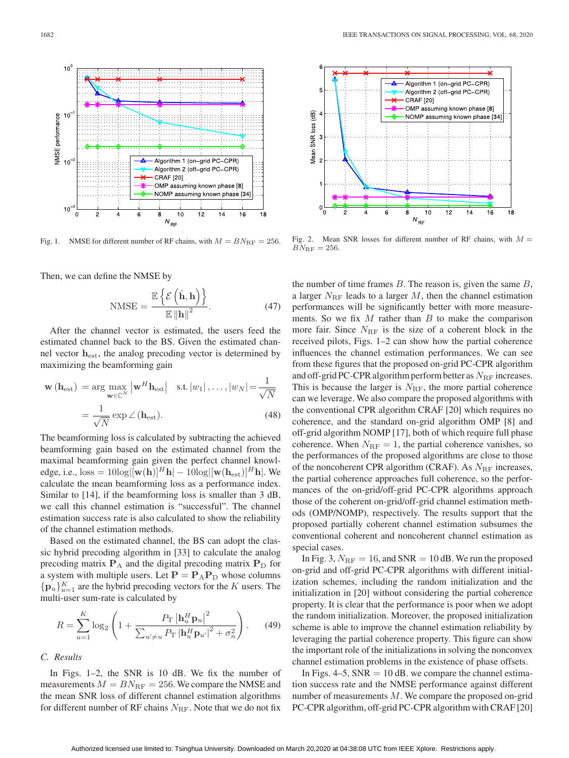10^0
10^-1
10^-2
10^-3
NMSE performance
0 2 4 6 8 10 12 14 16 18
$N_{RF}$
Algorithm 1 (on–grid PC–CPR)
Algorithm 2 (off–grid PC–CPR)
CRAF [20]
OMP assuming known phase [8]
NOMP assuming known phase [34]

Fig. 1. NMSE for different number of RF chains, with $M = BN_{\rm RF} = 256$.

6
5
4
3
2
1
0
Mean SNR loss (dB)
0 2 4 6 8 10 12 14 16 18
$N_{RF}$
Algorithm 1 (on–grid PC–CPR)
Algorithm 2 (off–grid PC–CPR)
CRAF [20]
OMP assuming known phase [8]
NOMP assuming known phase [34]

Fig. 2. Mean SNR losses for different number of RF chains, with $M = BN_{\rm RF} = 256$.

Then, we can define the NMSE by

$$\text{NMSE} = \frac{\mathbb{E}\left\{\mathcal{E}\left(\hat{\mathbf{h}}, \mathbf{h}\right)\right\}}{\mathbb{E}\left\|\mathbf{h}\right\|^2}. \tag{47}$$

After the channel vector is estimated, the users feed the estimated channel back to the BS. Given the estimated channel vector $\mathbf{h}_{\rm est}$, the analog precoding vector is determined by maximizing the beamforming gain

$$\begin{aligned}\mathbf{w}\left(\mathbf{h}_{\rm est}\right) &= \arg\max_{\mathbf{w}\in\mathbb{C}^N} \left|\mathbf{w}^H\mathbf{h}_{\rm est}\right| \quad \text{s.t.} \left|w_1\right|, \ldots, \left|w_N\right| = \frac{1}{\sqrt{N}} \\ &= \frac{1}{\sqrt{N}} \exp\angle\left(\mathbf{h}_{\rm est}\right).\end{aligned} \tag{48}$$

The beamforming loss is calculated by subtracting the achieved beamforming gain based on the estimated channel from the maximal beamforming gain given the perfect channel knowledge, i.e., loss $= 10\log|[\mathbf{w}(\mathbf{h})]^H\mathbf{h}| - 10\log|[\mathbf{w}(\mathbf{h}_{\rm est})]^H\mathbf{h}|$. We calculate the mean beamforming loss as a performance index. Similar to [14], if the beamforming loss is smaller than 3 dB, we call this channel estimation is "successful". The channel estimation success rate is also calculated to show the reliability of the channel estimation methods.

Based on the estimated channel, the BS can adopt the classic hybrid precoding algorithm in [33] to calculate the analog precoding matrix $\mathbf{P}_{\rm A}$ and the digital precoding matrix $\mathbf{P}_{\rm D}$ for a system with multiple users. Let $\mathbf{P} = \mathbf{P}_{\rm A}\mathbf{P}_{\rm D}$ whose columns $\{\mathbf{p}_u\}_{u=1}^K$ are the hybrid precoding vectors for the $K$ users. The multi-user sum-rate is calculated by

$$R = \sum_{u=1}^{K} \log_2\left(1 + \frac{P_{\rm T}\left|\mathbf{h}_u^H\mathbf{p}_u\right|^2}{\sum_{u'\neq u} P_{\rm T}\left|\mathbf{h}_u^H\mathbf{p}_{u'}\right|^2 + \sigma_n^2}\right). \tag{49}$$

### C. Results

In Figs. 1–2, the SNR is 10 dB. We fix the number of measurements $M = BN_{\rm RF} = 256$. We compare the NMSE and the mean SNR loss of different channel estimation algorithms for different number of RF chains $N_{\rm RF}$. Note that we do not fix the number of time frames $B$. The reason is, given the same $B$, a larger $N_{\rm RF}$ leads to a larger $M$, then the channel estimation performances will be significantly better with more measurements. So we fix $M$ rather than $B$ to make the comparison more fair. Since $N_{\rm RF}$ is the size of a coherent block in the received pilots, Figs. 1–2 can show how the partial coherence influences the channel estimation performances. We can see from these figures that the proposed on-grid PC-CPR algorithm and off-grid PC-CPR algorithm perform better as $N_{\rm RF}$ increases. This is because the larger is $N_{\rm RF}$, the more partial coherence can we leverage. We also compare the proposed algorithms with the conventional CPR algorithm CRAF [20] which requires no coherence, and the standard on-grid algorithm OMP [8] and off-grid algorithm NOMP [17], both of which require full phase coherence. When $N_{\rm RF} = 1$, the partial coherence vanishes, so the performances of the proposed algorithms are close to those of the noncoherent CPR algorithm (CRAF). As $N_{\rm RF}$ increases, the partial coherence approaches full coherence, so the performances of the on-grid/off-grid PC-CPR algorithms approach those of the coherent on-grid/off-grid channel estimation methods (OMP/NOMP), respectively. The results support that the proposed partially coherent channel estimation subsumes the conventional coherent and noncoherent channel estimation as special cases.

In Fig. 3, $N_{\rm RF} = 16$, and SNR $= 10$ dB. We run the proposed on-grid and off-grid PC-CPR algorithms with different initialization schemes, including the random initialization and the initialization in [20] without considering the partial coherence property. It is clear that the performance is poor when we adopt the random initialization. Moreover, the proposed initialization scheme is able to improve the channel estimation reliability by leveraging the partial coherence property. This figure can show the important role of the initializations in solving the nonconvex channel estimation problems in the existence of phase offsets.

In Figs. 4–5, SNR $= 10$ dB. we compare the channel estimation success rate and the NMSE performance against different number of measurements $M$. We compare the proposed on-grid PC-CPR algorithm, off-grid PC-CPR algorithm with CRAF [20]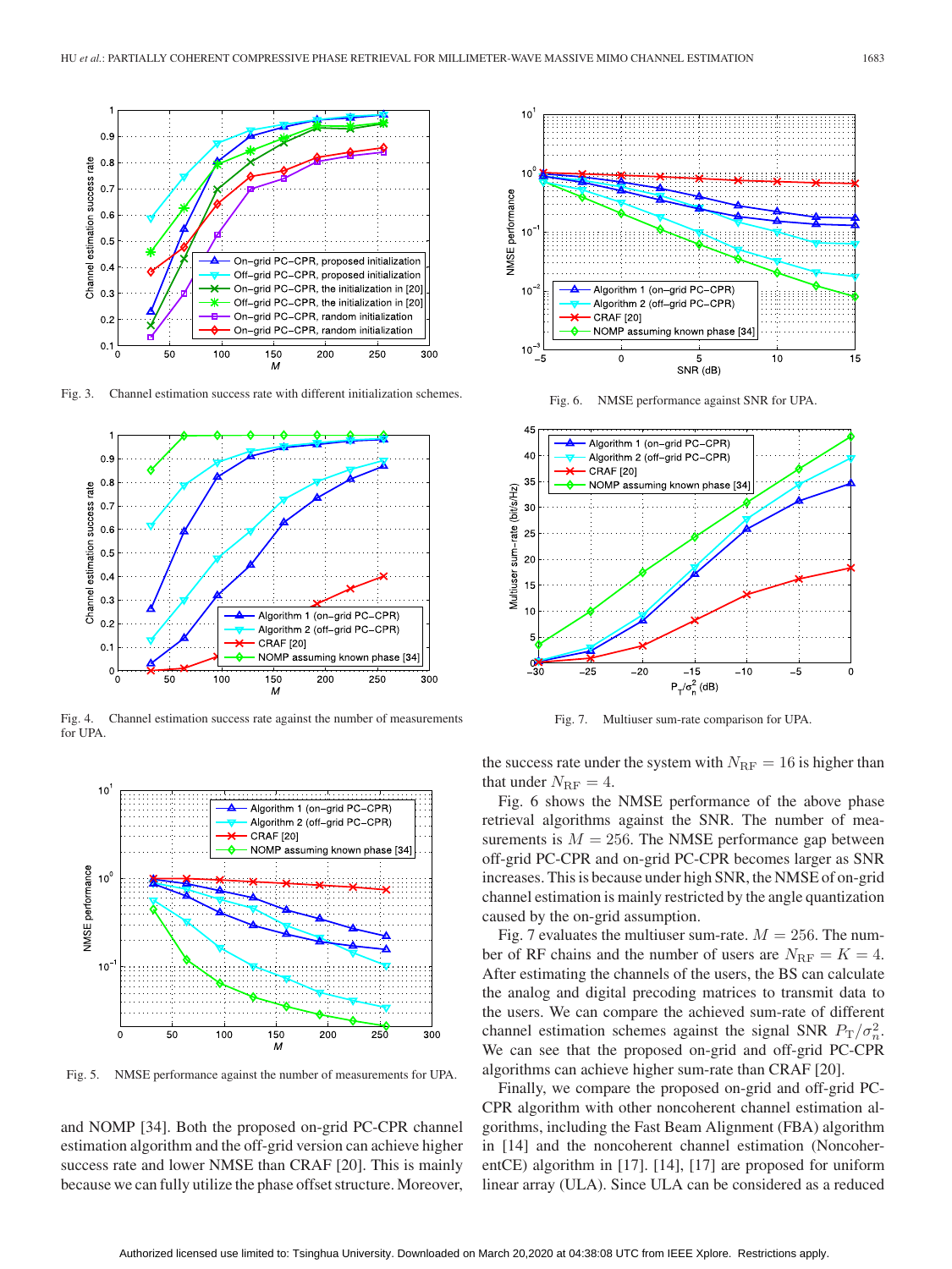Channel estimation success rate
1
0.9
0.8
0.7
0.6
0.5
0.4
0.3
0.2
0.1
0
50
100
150
200
250
300
$M$
On–grid PC–CPR, proposed initialization
Off–grid PC–CPR, proposed initialization
On–grid PC–CPR, the initialization in [20]
Off–grid PC–CPR, the initialization in [20]
On–grid PC–CPR, random initialization
On–grid PC–CPR, random initialization

Fig. 3. Channel estimation success rate with different initialization schemes.

Channel estimation success rate
1
0.9
0.8
0.7
0.6
0.5
0.4
0.3
0.2
0.1
0
0
50
100
150
200
250
300
$M$
Algorithm 1 (on–grid PC–CPR)
Algorithm 2 (off–grid PC–CPR)
CRAF [20]
NOMP assuming known phase [34]

Fig. 4. Channel estimation success rate against the number of measurements for UPA.

NMSE performance
$10^1$
$10^0$
$10^{-1}$
0
50
100
150
200
250
300
$M$
Algorithm 1 (on–grid PC–CPR)
Algorithm 2 (off–grid PC–CPR)
CRAF [20]
NOMP assuming known phase [34]

Fig. 5. NMSE performance against the number of measurements for UPA.

and NOMP [34]. Both the proposed on-grid PC-CPR channel estimation algorithm and the off-grid version can achieve higher success rate and lower NMSE than CRAF [20]. This is mainly because we can fully utilize the phase offset structure. Moreover,

NMSE performance
$10^1$
$10^0$
$10^{-1}$
$10^{-2}$
$10^{-3}$
−5
0
5
10
15
SNR (dB)
Algorithm 1 (on–grid PC–CPR)
Algorithm 2 (off–grid PC–CPR)
CRAF [20]
NOMP assuming known phase [34]

Fig. 6. NMSE performance against SNR for UPA.

Multiuser sum–rate (bit/s/Hz)
45
40
35
30
25
20
15
10
5
0
−30
−25
−20
−15
−10
−5
0
$P_T/\sigma_n^2$ (dB)
Algorithm 1 (on–grid PC–CPR)
Algorithm 2 (off–grid PC–CPR)
CRAF [20]
NOMP assuming known phase [34]

Fig. 7. Multiuser sum-rate comparison for UPA.

the success rate under the system with $N_{\mathrm{RF}} = 16$ is higher than that under $N_{\mathrm{RF}} = 4$.

Fig. 6 shows the NMSE performance of the above phase retrieval algorithms against the SNR. The number of measurements is $M = 256$. The NMSE performance gap between off-grid PC-CPR and on-grid PC-CPR becomes larger as SNR increases. This is because under high SNR, the NMSE of on-grid channel estimation is mainly restricted by the angle quantization caused by the on-grid assumption.

Fig. 7 evaluates the multiuser sum-rate. $M = 256$. The number of RF chains and the number of users are $N_{\mathrm{RF}} = K = 4$. After estimating the channels of the users, the BS can calculate the analog and digital precoding matrices to transmit data to the users. We can compare the achieved sum-rate of different channel estimation schemes against the signal SNR $P_{\mathrm{T}}/\sigma_n^2$. We can see that the proposed on-grid and off-grid PC-CPR algorithms can achieve higher sum-rate than CRAF [20].

Finally, we compare the proposed on-grid and off-grid PC-CPR algorithm with other noncoherent channel estimation algorithms, including the Fast Beam Alignment (FBA) algorithm in [14] and the noncoherent channel estimation (NoncoherentCE) algorithm in [17]. [14], [17] are proposed for uniform linear array (ULA). Since ULA can be considered as a reduced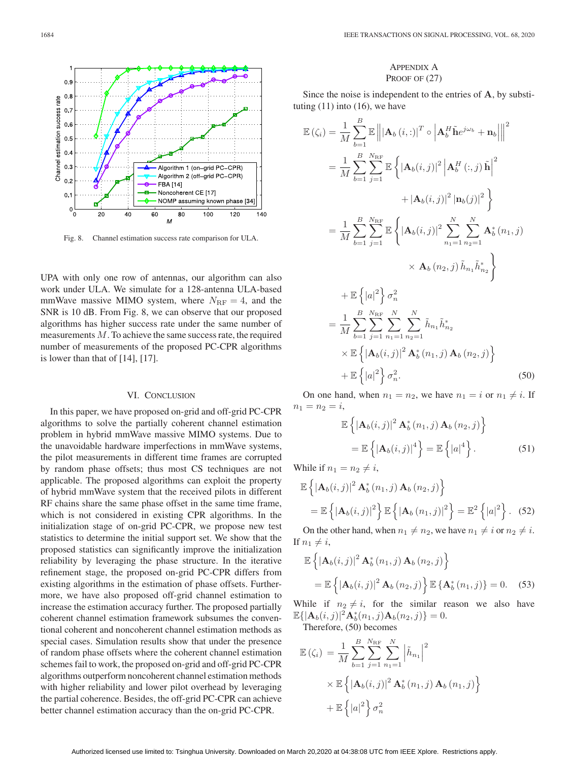1
0.9
0.8
0.7
0.6
0.5
0.4
0.3
0.2
0.1
0
0
20
40
60
80
100
120
140
M
Channel estimation success rate
Algorithm 1 (on–grid PC–CPR)
Algorithm 2 (off–grid PC–CPR)
FBA [14]
Noncoherent CE [17]
NOMP assuming known phase [34]

Fig. 8. Channel estimation success rate comparison for ULA.

UPA with only one row of antennas, our algorithm can also work under ULA. We simulate for a 128-antenna ULA-based mmWave massive MIMO system, where $N_{\rm RF}=4$, and the SNR is 10 dB. From Fig. 8, we can observe that our proposed algorithms has higher success rate under the same number of measurements $M$. To achieve the same success rate, the required number of measurements of the proposed PC-CPR algorithms is lower than that of [14], [17].

## VI. Conclusion

In this paper, we have proposed on-grid and off-grid PC-CPR algorithms to solve the partially coherent channel estimation problem in hybrid mmWave massive MIMO systems. Due to the unavoidable hardware imperfections in mmWave systems, the pilot measurements in different time frames are corrupted by random phase offsets; thus most CS techniques are not applicable. The proposed algorithms can exploit the property of hybrid mmWave system that the received pilots in different RF chains share the same phase offset in the same time frame, which is not considered in existing CPR algorithms. In the initialization stage of on-grid PC-CPR, we propose new test statistics to determine the initial support set. We show that the proposed statistics can significantly improve the initialization reliability by leveraging the phase structure. In the iterative refinement stage, the proposed on-grid PC-CPR differs from existing algorithms in the estimation of phase offsets. Furthermore, we have also proposed off-grid channel estimation to increase the estimation accuracy further. The proposed partially coherent channel estimation framework subsumes the conventional channel coherent and noncoherent channel estimation methods as special cases. Simulation results show that under the presence of random phase offsets where the coherent channel estimation schemes fail to work, the proposed on-grid and off-grid PC-CPR algorithms outperform noncoherent channel estimation methods with higher reliability and lower pilot overhead by leveraging the partial coherence. Besides, the off-grid PC-CPR can achieve better channel estimation accuracy than the on-grid PC-CPR.

## Appendix A
## Proof of (27)

Since the noise is independent to the entries of $\mathbf{A}$, by substituting (11) into (16), we have

$$\begin{aligned}
\mathbb{E}(\zeta_i) &= \frac{1}{M}\sum_{b=1}^{B}\mathbb{E}\left\|\left|\mathbf{A}_b(i,:)\right|^T \circ \left|\mathbf{A}_b^H\tilde{\mathbf{h}}e^{j\omega_b}+\mathbf{n}_b\right|\right\|^2 \\
&= \frac{1}{M}\sum_{b=1}^{B}\sum_{j=1}^{N_{\rm RF}}\mathbb{E}\left\{|\mathbf{A}_b(i,j)|^2\left|\mathbf{A}_b^H(:,j)\,\tilde{\mathbf{h}}\right|^2\right. \\
&\qquad\qquad\left.+|\mathbf{A}_b(i,j)|^2\,|\mathbf{n}_b(j)|^2\right\} \\
&= \frac{1}{M}\sum_{b=1}^{B}\sum_{j=1}^{N_{\rm RF}}\mathbb{E}\left\{|\mathbf{A}_b(i,j)|^2\sum_{n_1=1}^{N}\sum_{n_2=1}^{N}\mathbf{A}_b^*(n_1,j)\right. \\
&\qquad\qquad\left.\times\,\mathbf{A}_b(n_2,j)\,\tilde{h}_{n_1}\tilde{h}_{n_2}^*\right\} \\
&\quad+\mathbb{E}\left\{|a|^2\right\}\sigma_n^2 \\
&= \frac{1}{M}\sum_{b=1}^{B}\sum_{j=1}^{N_{\rm RF}}\sum_{n_1=1}^{N}\sum_{n_2=1}^{N}\tilde{h}_{n_1}\tilde{h}_{n_2}^* \\
&\quad\times\mathbb{E}\left\{|\mathbf{A}_b(i,j)|^2\,\mathbf{A}_b^*(n_1,j)\,\mathbf{A}_b(n_2,j)\right\} \\
&\quad+\mathbb{E}\left\{|a|^2\right\}\sigma_n^2.
\end{aligned} \tag{50}$$

On one hand, when $n_1=n_2$, we have $n_1=i$ or $n_1\neq i$. If $n_1=n_2=i$,

$$\begin{aligned}
&\mathbb{E}\left\{|\mathbf{A}_b(i,j)|^2\,\mathbf{A}_b^*(n_1,j)\,\mathbf{A}_b(n_2,j)\right\} \\
&\quad=\mathbb{E}\left\{|\mathbf{A}_b(i,j)|^4\right\}=\mathbb{E}\left\{|a|^4\right\}.
\end{aligned} \tag{51}$$

While if $n_1=n_2\neq i$,

$$\begin{aligned}
&\mathbb{E}\left\{|\mathbf{A}_b(i,j)|^2\,\mathbf{A}_b^*(n_1,j)\,\mathbf{A}_b(n_2,j)\right\} \\
&\quad=\mathbb{E}\left\{|\mathbf{A}_b(i,j)|^2\right\}\mathbb{E}\left\{|\mathbf{A}_b(n_1,j)|^2\right\}=\mathbb{E}^2\left\{|a|^2\right\}.
\end{aligned} \tag{52}$$

On the other hand, when $n_1\neq n_2$, we have $n_1\neq i$ or $n_2\neq i$. If $n_1\neq i$,

$$\begin{aligned}
&\mathbb{E}\left\{|\mathbf{A}_b(i,j)|^2\,\mathbf{A}_b^*(n_1,j)\,\mathbf{A}_b(n_2,j)\right\} \\
&\quad=\mathbb{E}\left\{|\mathbf{A}_b(i,j)|^2\,\mathbf{A}_b(n_2,j)\right\}\mathbb{E}\left\{\mathbf{A}_b^*(n_1,j)\right\}=0.
\end{aligned} \tag{53}$$

While if $n_2\neq i$, for the similar reason we also have $\mathbb{E}\{|\mathbf{A}_b(i,j)|^2\mathbf{A}_b^*(n_1,j)\mathbf{A}_b(n_2,j)\}=0$.

Therefore, (50) becomes

$$\begin{aligned}
\mathbb{E}(\zeta_i) &= \frac{1}{M}\sum_{b=1}^{B}\sum_{j=1}^{N_{\rm RF}}\sum_{n_1=1}^{N}\left|\tilde{h}_{n_1}\right|^2 \\
&\quad\times\mathbb{E}\left\{|\mathbf{A}_b(i,j)|^2\,\mathbf{A}_b^*(n_1,j)\,\mathbf{A}_b(n_1,j)\right\} \\
&\quad+\mathbb{E}\left\{|a|^2\right\}\sigma_n^2
\end{aligned}$$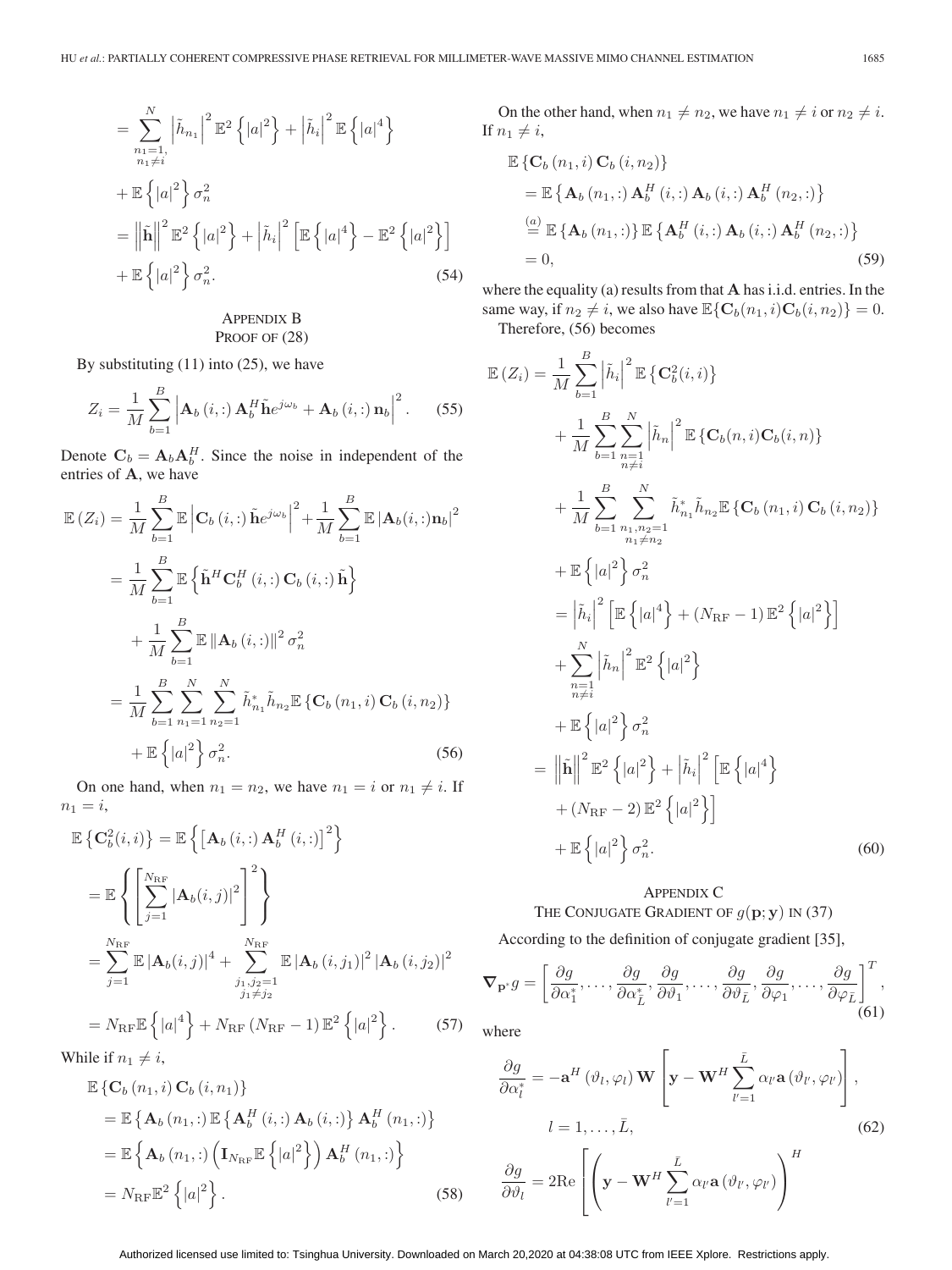$$
= \sum_{\substack{n_1=1,\\ n_1\neq i}}^{N} \left|\tilde{h}_{n_1}\right|^2 \mathbb{E}^2\left\{|a|^2\right\} + \left|\tilde{h}_i\right|^2 \mathbb{E}\left\{|a|^4\right\}
$$

$$
+ \mathbb{E}\left\{|a|^2\right\}\sigma_n^2
$$

$$
= \left\|\tilde{\mathbf{h}}\right\|^2 \mathbb{E}^2\left\{|a|^2\right\} + \left|\tilde{h}_i\right|^2 \left[\mathbb{E}\left\{|a|^4\right\} - \mathbb{E}^2\left\{|a|^2\right\}\right]
$$

$$
+ \mathbb{E}\left\{|a|^2\right\}\sigma_n^2. \tag{54}
$$

## Appendix B
## Proof of (28)

By substituting (11) into (25), we have

$$
Z_i = \frac{1}{M}\sum_{b=1}^{B}\left|\mathbf{A}_b(i,:)\,\mathbf{A}_b^H\tilde{\mathbf{h}}e^{j\omega_b} + \mathbf{A}_b(i,:)\,\mathbf{n}_b\right|^2. \tag{55}
$$

Denote $\mathbf{C}_b = \mathbf{A}_b\mathbf{A}_b^H$. Since the noise in independent of the entries of $\mathbf{A}$, we have

$$
\mathbb{E}(Z_i) = \frac{1}{M}\sum_{b=1}^{B}\mathbb{E}\left|\mathbf{C}_b(i,:)\,\tilde{\mathbf{h}}e^{j\omega_b}\right|^2 + \frac{1}{M}\sum_{b=1}^{B}\mathbb{E}\left|\mathbf{A}_b(i,:)\mathbf{n}_b\right|^2
$$

$$
= \frac{1}{M}\sum_{b=1}^{B}\mathbb{E}\left\{\tilde{\mathbf{h}}^H\mathbf{C}_b^H(i,:)\,\mathbf{C}_b(i,:)\,\tilde{\mathbf{h}}\right\}
$$

$$
+ \frac{1}{M}\sum_{b=1}^{B}\mathbb{E}\left\|\mathbf{A}_b(i,:)\right\|^2\sigma_n^2
$$

$$
= \frac{1}{M}\sum_{b=1}^{B}\sum_{n_1=1}^{N}\sum_{n_2=1}^{N}\tilde{h}_{n_1}^*\tilde{h}_{n_2}\mathbb{E}\left\{\mathbf{C}_b(n_1,i)\,\mathbf{C}_b(i,n_2)\right\}
$$

$$
+ \mathbb{E}\left\{|a|^2\right\}\sigma_n^2. \tag{56}
$$

On one hand, when $n_1 = n_2$, we have $n_1 = i$ or $n_1 \neq i$. If $n_1 = i$,

$$
\mathbb{E}\left\{\mathbf{C}_b^2(i,i)\right\} = \mathbb{E}\left\{\left[\mathbf{A}_b(i,:)\,\mathbf{A}_b^H(i,:)\right]^2\right\}
$$

$$
= \mathbb{E}\left\{\left[\sum_{j=1}^{N_{\rm RF}}\left|\mathbf{A}_b(i,j)\right|^2\right]^2\right\}
$$

$$
= \sum_{j=1}^{N_{\rm RF}}\mathbb{E}\left|\mathbf{A}_b(i,j)\right|^4 + \sum_{\substack{j_1,j_2=1\\ j_1\neq j_2}}^{N_{\rm RF}}\mathbb{E}\left|\mathbf{A}_b(i,j_1)\right|^2\left|\mathbf{A}_b(i,j_2)\right|^2
$$

$$
= N_{\rm RF}\mathbb{E}\left\{|a|^4\right\} + N_{\rm RF}(N_{\rm RF}-1)\,\mathbb{E}^2\left\{|a|^2\right\}. \tag{57}
$$

While if $n_1 \neq i$,

$$
\mathbb{E}\left\{\mathbf{C}_b(n_1,i)\,\mathbf{C}_b(i,n_1)\right\}
$$

$$
= \mathbb{E}\left\{\mathbf{A}_b(n_1,:)\,\mathbb{E}\left\{\mathbf{A}_b^H(i,:)\,\mathbf{A}_b(i,:)\right\}\mathbf{A}_b^H(n_1,:)\right\}
$$

$$
= \mathbb{E}\left\{\mathbf{A}_b(n_1,:)\left(\mathbf{I}_{N_{\rm RF}}\mathbb{E}\left\{|a|^2\right\}\right)\mathbf{A}_b^H(n_1,:)\right\}
$$

$$
= N_{\rm RF}\mathbb{E}^2\left\{|a|^2\right\}. \tag{58}
$$

On the other hand, when $n_1 \neq n_2$, we have $n_1 \neq i$ or $n_2 \neq i$. If $n_1 \neq i$,

$$
\mathbb{E}\left\{\mathbf{C}_b(n_1,i)\,\mathbf{C}_b(i,n_2)\right\}
$$

$$
= \mathbb{E}\left\{\mathbf{A}_b(n_1,:)\,\mathbf{A}_b^H(i,:)\,\mathbf{A}_b(i,:)\,\mathbf{A}_b^H(n_2,:)\right\}
$$

$$
\overset{(a)}{=} \mathbb{E}\left\{\mathbf{A}_b(n_1,:)\right\}\mathbb{E}\left\{\mathbf{A}_b^H(i,:)\,\mathbf{A}_b(i,:)\,\mathbf{A}_b^H(n_2,:)\right\}
$$

$$
= 0, \tag{59}
$$

where the equality (a) results from that $\mathbf{A}$ has i.i.d. entries. In the same way, if $n_2 \neq i$, we also have $\mathbb{E}\{\mathbf{C}_b(n_1,i)\mathbf{C}_b(i,n_2)\} = 0$.

Therefore, (56) becomes

$$
\mathbb{E}(Z_i) = \frac{1}{M}\sum_{b=1}^{B}\left|\tilde{h}_i\right|^2\mathbb{E}\left\{\mathbf{C}_b^2(i,i)\right\}
$$

$$
+ \frac{1}{M}\sum_{b=1}^{B}\sum_{\substack{n=1\\ n\neq i}}^{N}\left|\tilde{h}_n\right|^2\mathbb{E}\left\{\mathbf{C}_b(n,i)\mathbf{C}_b(i,n)\right\}
$$

$$
+ \frac{1}{M}\sum_{b=1}^{B}\sum_{\substack{n_1,n_2=1\\ n_1\neq n_2}}^{N}\tilde{h}_{n_1}^*\tilde{h}_{n_2}\mathbb{E}\left\{\mathbf{C}_b(n_1,i)\,\mathbf{C}_b(i,n_2)\right\}
$$

$$
+ \mathbb{E}\left\{|a|^2\right\}\sigma_n^2
$$

$$
= \left|\tilde{h}_i\right|^2\left[\mathbb{E}\left\{|a|^4\right\} + (N_{\rm RF}-1)\,\mathbb{E}^2\left\{|a|^2\right\}\right]
$$

$$
+ \sum_{\substack{n=1\\ n\neq i}}^{N}\left|\tilde{h}_n\right|^2\mathbb{E}^2\left\{|a|^2\right\}
$$

$$
+ \mathbb{E}\left\{|a|^2\right\}\sigma_n^2
$$

$$
= \left\|\tilde{\mathbf{h}}\right\|^2\mathbb{E}^2\left\{|a|^2\right\} + \left|\tilde{h}_i\right|^2\left[\mathbb{E}\left\{|a|^4\right\}\right.
$$

$$
\left. + (N_{\rm RF}-2)\,\mathbb{E}^2\left\{|a|^2\right\}\right]
$$

$$
+ \mathbb{E}\left\{|a|^2\right\}\sigma_n^2. \tag{60}
$$

## Appendix C
## The Conjugate Gradient of $g(\mathbf{p};\mathbf{y})$ in (37)

According to the definition of conjugate gradient [35],

$$
\boldsymbol{\nabla}_{\mathbf{p}^*}g = \left[\frac{\partial g}{\partial\alpha_1^*},\ldots,\frac{\partial g}{\partial\alpha_{\bar{L}}^*},\frac{\partial g}{\partial\vartheta_1},\ldots,\frac{\partial g}{\partial\vartheta_{\bar{L}}},\frac{\partial g}{\partial\varphi_1},\ldots,\frac{\partial g}{\partial\varphi_{\bar{L}}}\right]^T, \tag{61}
$$

where

$$
\frac{\partial g}{\partial\alpha_l^*} = -\mathbf{a}^H(\vartheta_l,\varphi_l)\,\mathbf{W}\left[\mathbf{y} - \mathbf{W}^H\sum_{l'=1}^{\bar{L}}\alpha_{l'}\mathbf{a}(\vartheta_{l'},\varphi_{l'})\right],
$$

$$
l = 1,\ldots,\bar{L}, \tag{62}
$$

$$
\frac{\partial g}{\partial\vartheta_l} = 2\mathrm{Re}\left[\left(\mathbf{y} - \mathbf{W}^H\sum_{l'=1}^{\bar{L}}\alpha_{l'}\mathbf{a}(\vartheta_{l'},\varphi_{l'})\right)^H\right.
$$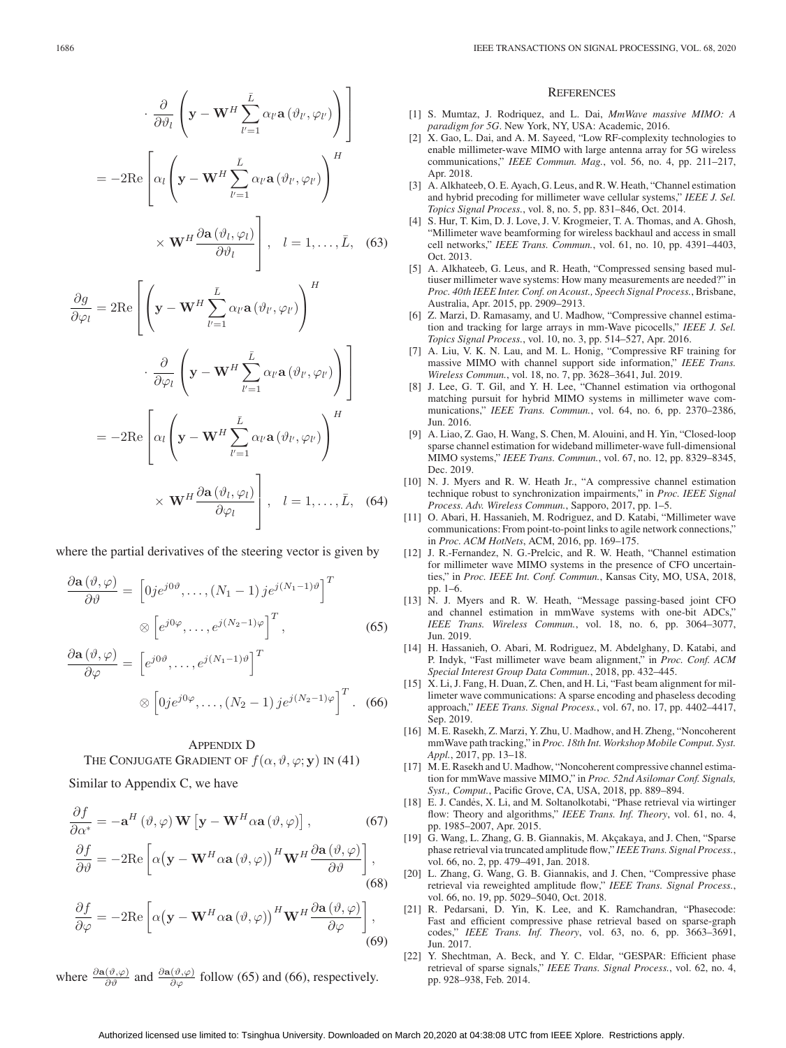$$
\cdot \frac{\partial}{\partial \vartheta_l}\left(\mathbf{y}-\mathbf{W}^H \sum_{l'=1}^{\bar{L}} \alpha_{l'} \mathbf{a}\left(\vartheta_{l'}, \varphi_{l'}\right)\right)\Bigg]
$$

$$
= -2\mathrm{Re}\left[\alpha_l \left(\mathbf{y}-\mathbf{W}^H \sum_{l'=1}^{\bar{L}} \alpha_{l'} \mathbf{a}\left(\vartheta_{l'}, \varphi_{l'}\right)\right)^H \times \mathbf{W}^H \frac{\partial \mathbf{a}\left(\vartheta_l, \varphi_l\right)}{\partial \vartheta_l}\right], \quad l=1,\ldots,\bar{L}, \tag{63}
$$

$$
\frac{\partial g}{\partial \varphi_l} = 2\mathrm{Re}\left[\left(\mathbf{y}-\mathbf{W}^H \sum_{l'=1}^{\bar{L}} \alpha_{l'} \mathbf{a}\left(\vartheta_{l'}, \varphi_{l'}\right)\right)^H \cdot \frac{\partial}{\partial \varphi_l}\left(\mathbf{y}-\mathbf{W}^H \sum_{l'=1}^{\bar{L}} \alpha_{l'} \mathbf{a}\left(\vartheta_{l'}, \varphi_{l'}\right)\right)\right]
$$

$$
= -2\mathrm{Re}\left[\alpha_l \left(\mathbf{y}-\mathbf{W}^H \sum_{l'=1}^{\bar{L}} \alpha_{l'} \mathbf{a}\left(\vartheta_{l'}, \varphi_{l'}\right)\right)^H \times \mathbf{W}^H \frac{\partial \mathbf{a}\left(\vartheta_l, \varphi_l\right)}{\partial \varphi_l}\right], \quad l=1,\ldots,\bar{L}, \tag{64}
$$

where the partial derivatives of the steering vector is given by

$$
\frac{\partial \mathbf{a}(\vartheta,\varphi)}{\partial \vartheta} = \left[0je^{j0\vartheta},\ldots,(N_1-1)\,je^{j(N_1-1)\vartheta}\right]^T \otimes \left[e^{j0\varphi},\ldots,e^{j(N_2-1)\varphi}\right]^T, \tag{65}
$$

$$
\frac{\partial \mathbf{a}(\vartheta,\varphi)}{\partial \varphi} = \left[e^{j0\vartheta},\ldots,e^{j(N_1-1)\vartheta}\right]^T \otimes \left[0je^{j0\varphi},\ldots,(N_2-1)\,je^{j(N_2-1)\varphi}\right]^T. \tag{66}
$$

## Appendix D
## The Conjugate Gradient of $f(\alpha,\vartheta,\varphi;\mathbf{y})$ in (41)

Similar to Appendix C, we have

$$
\frac{\partial f}{\partial \alpha^*} = -\mathbf{a}^H(\vartheta,\varphi)\,\mathbf{W}\left[\mathbf{y}-\mathbf{W}^H\alpha\mathbf{a}(\vartheta,\varphi)\right], \tag{67}
$$

$$
\frac{\partial f}{\partial \vartheta} = -2\mathrm{Re}\left[\alpha\big(\mathbf{y}-\mathbf{W}^H\alpha\mathbf{a}(\vartheta,\varphi)\big)^H\mathbf{W}^H\frac{\partial \mathbf{a}(\vartheta,\varphi)}{\partial \vartheta}\right], \tag{68}
$$

$$
\frac{\partial f}{\partial \varphi} = -2\mathrm{Re}\left[\alpha\big(\mathbf{y}-\mathbf{W}^H\alpha\mathbf{a}(\vartheta,\varphi)\big)^H\mathbf{W}^H\frac{\partial \mathbf{a}(\vartheta,\varphi)}{\partial \varphi}\right], \tag{69}
$$

where $\frac{\partial \mathbf{a}(\vartheta,\varphi)}{\partial \vartheta}$ and $\frac{\partial \mathbf{a}(\vartheta,\varphi)}{\partial \varphi}$ follow (65) and (66), respectively.

## References

[1] S. Mumtaz, J. Rodriquez, and L. Dai, *MmWave massive MIMO: A paradigm for 5G*. New York, NY, USA: Academic, 2016.

[2] X. Gao, L. Dai, and A. M. Sayeed, "Low RF-complexity technologies to enable millimeter-wave MIMO with large antenna array for 5G wireless communications," *IEEE Commun. Mag.*, vol. 56, no. 4, pp. 211–217, Apr. 2018.

[3] A. Alkhateeb, O. E. Ayach, G. Leus, and R. W. Heath, "Channel estimation and hybrid precoding for millimeter wave cellular systems," *IEEE J. Sel. Topics Signal Process.*, vol. 8, no. 5, pp. 831–846, Oct. 2014.

[4] S. Hur, T. Kim, D. J. Love, J. V. Krogmeier, T. A. Thomas, and A. Ghosh, "Millimeter wave beamforming for wireless backhaul and access in small cell networks," *IEEE Trans. Commun.*, vol. 61, no. 10, pp. 4391–4403, Oct. 2013.

[5] A. Alkhateeb, G. Leus, and R. Heath, "Compressed sensing based multiuser millimeter wave systems: How many measurements are needed?" in *Proc. 40th IEEE Inter. Conf. on Acoust., Speech Signal Process.*, Brisbane, Australia, Apr. 2015, pp. 2909–2913.

[6] Z. Marzi, D. Ramasamy, and U. Madhow, "Compressive channel estimation and tracking for large arrays in mm-Wave picocells," *IEEE J. Sel. Topics Signal Process.*, vol. 10, no. 3, pp. 514–527, Apr. 2016.

[7] A. Liu, V. K. N. Lau, and M. L. Honig, "Compressive RF training for massive MIMO with channel support side information," *IEEE Trans. Wireless Commun.*, vol. 18, no. 7, pp. 3628–3641, Jul. 2019.

[8] J. Lee, G. T. Gil, and Y. H. Lee, "Channel estimation via orthogonal matching pursuit for hybrid MIMO systems in millimeter wave communications," *IEEE Trans. Commun.*, vol. 64, no. 6, pp. 2370–2386, Jun. 2016.

[9] A. Liao, Z. Gao, H. Wang, S. Chen, M. Alouini, and H. Yin, "Closed-loop sparse channel estimation for wideband millimeter-wave full-dimensional MIMO systems," *IEEE Trans. Commun.*, vol. 67, no. 12, pp. 8329–8345, Dec. 2019.

[10] N. J. Myers and R. W. Heath Jr., "A compressive channel estimation technique robust to synchronization impairments," in *Proc. IEEE Signal Process. Adv. Wireless Commun.*, Sapporo, 2017, pp. 1–5.

[11] O. Abari, H. Hassanieh, M. Rodriguez, and D. Katabi, "Millimeter wave communications: From point-to-point links to agile network connections," in *Proc. ACM HotNets*, ACM, 2016, pp. 169–175.

[12] J. R.-Fernandez, N. G.-Prelcic, and R. W. Heath, "Channel estimation for millimeter wave MIMO systems in the presence of CFO uncertainties," in *Proc. IEEE Int. Conf. Commun.*, Kansas City, MO, USA, 2018, pp. 1–6.

[13] N. J. Myers and R. W. Heath, "Message passing-based joint CFO and channel estimation in mmWave systems with one-bit ADCs," *IEEE Trans. Wireless Commun.*, vol. 18, no. 6, pp. 3064–3077, Jun. 2019.

[14] H. Hassanieh, O. Abari, M. Rodriguez, M. Abdelghany, D. Katabi, and P. Indyk, "Fast millimeter wave beam alignment," in *Proc. Conf. ACM Special Interest Group Data Commun.*, 2018, pp. 432–445.

[15] X. Li, J. Fang, H. Duan, Z. Chen, and H. Li, "Fast beam alignment for millimeter wave communications: A sparse encoding and phaseless decoding approach," *IEEE Trans. Signal Process.*, vol. 67, no. 17, pp. 4402–4417, Sep. 2019.

[16] M. E. Rasekh, Z. Marzi, Y. Zhu, U. Madhow, and H. Zheng, "Noncoherent mmWave path tracking," in *Proc. 18th Int. Workshop Mobile Comput. Syst. Appl.*, 2017, pp. 13–18.

[17] M. E. Rasekh and U. Madhow, "Noncoherent compressive channel estimation for mmWave massive MIMO," in *Proc. 52nd Asilomar Conf. Signals, Syst., Comput.*, Pacific Grove, CA, USA, 2018, pp. 889–894.

[18] E. J. Candès, X. Li, and M. Soltanolkotabi, "Phase retrieval via wirtinger flow: Theory and algorithms," *IEEE Trans. Inf. Theory*, vol. 61, no. 4, pp. 1985–2007, Apr. 2015.

[19] G. Wang, L. Zhang, G. B. Giannakis, M. Akçakaya, and J. Chen, "Sparse phase retrieval via truncated amplitude flow," *IEEE Trans. Signal Process.*, vol. 66, no. 2, pp. 479–491, Jan. 2018.

[20] L. Zhang, G. Wang, G. B. Giannakis, and J. Chen, "Compressive phase retrieval via reweighted amplitude flow," *IEEE Trans. Signal Process.*, vol. 66, no. 19, pp. 5029–5040, Oct. 2018.

[21] R. Pedarsani, D. Yin, K. Lee, and K. Ramchandran, "Phasecode: Fast and efficient compressive phase retrieval based on sparse-graph codes," *IEEE Trans. Inf. Theory*, vol. 63, no. 6, pp. 3663–3691, Jun. 2017.

[22] Y. Shechtman, A. Beck, and Y. C. Eldar, "GESPAR: Efficient phase retrieval of sparse signals," *IEEE Trans. Signal Process.*, vol. 62, no. 4, pp. 928–938, Feb. 2014.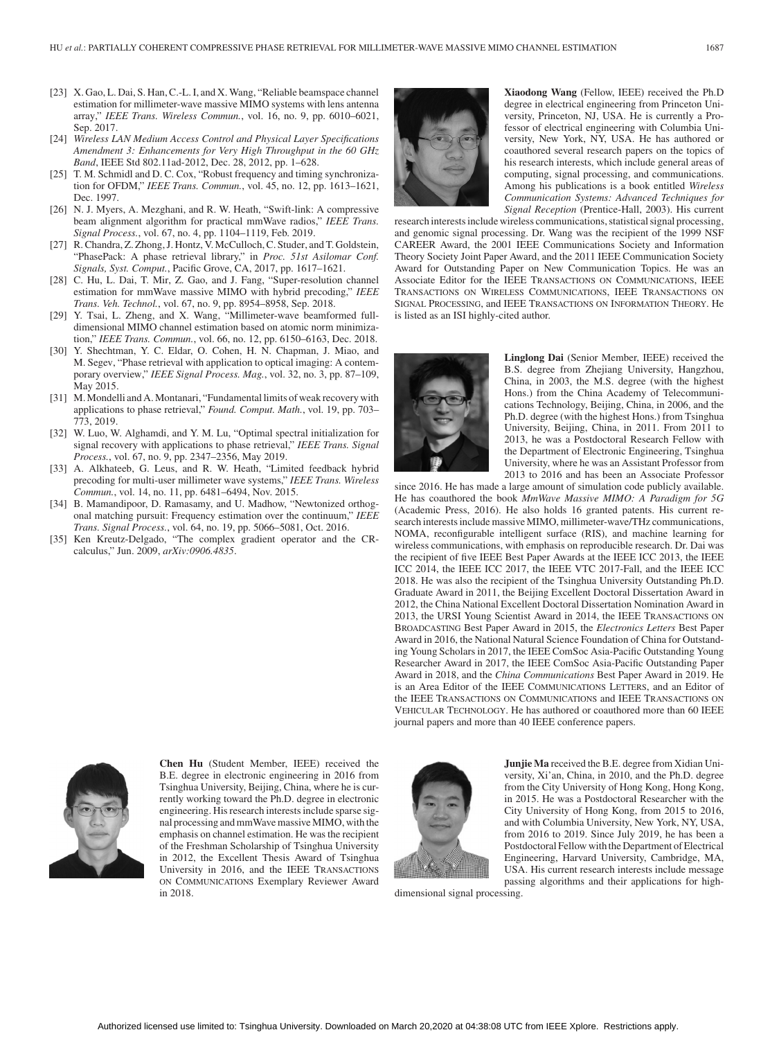[23] X. Gao, L. Dai, S. Han, C.-L. I, and X. Wang, "Reliable beamspace channel estimation for millimeter-wave massive MIMO systems with lens antenna array," *IEEE Trans. Wireless Commun.*, vol. 16, no. 9, pp. 6010–6021, Sep. 2017.

[24] *Wireless LAN Medium Access Control and Physical Layer Specifications Amendment 3: Enhancements for Very High Throughput in the 60 GHz Band*, IEEE Std 802.11ad-2012, Dec. 28, 2012, pp. 1–628.

[25] T. M. Schmidl and D. C. Cox, "Robust frequency and timing synchronization for OFDM," *IEEE Trans. Commun.*, vol. 45, no. 12, pp. 1613–1621, Dec. 1997.

[26] N. J. Myers, A. Mezghani, and R. W. Heath, "Swift-link: A compressive beam alignment algorithm for practical mmWave radios," *IEEE Trans. Signal Process.*, vol. 67, no. 4, pp. 1104–1119, Feb. 2019.

[27] R. Chandra, Z. Zhong, J. Hontz, V. McCulloch, C. Studer, and T. Goldstein, "PhasePack: A phase retrieval library," in *Proc. 51st Asilomar Conf. Signals, Syst. Comput.*, Pacific Grove, CA, 2017, pp. 1617–1621.

[28] C. Hu, L. Dai, T. Mir, Z. Gao, and J. Fang, "Super-resolution channel estimation for mmWave massive MIMO with hybrid precoding," *IEEE Trans. Veh. Technol.*, vol. 67, no. 9, pp. 8954–8958, Sep. 2018.

[29] Y. Tsai, L. Zheng, and X. Wang, "Millimeter-wave beamformed full-dimensional MIMO channel estimation based on atomic norm minimization," *IEEE Trans. Commun.*, vol. 66, no. 12, pp. 6150–6163, Dec. 2018.

[30] Y. Shechtman, Y. C. Eldar, O. Cohen, H. N. Chapman, J. Miao, and M. Segev, "Phase retrieval with application to optical imaging: A contemporary overview," *IEEE Signal Process. Mag.*, vol. 32, no. 3, pp. 87–109, May 2015.

[31] M. Mondelli and A. Montanari, "Fundamental limits of weak recovery with applications to phase retrieval," *Found. Comput. Math.*, vol. 19, pp. 703–773, 2019.

[32] W. Luo, W. Alghamdi, and Y. M. Lu, "Optimal spectral initialization for signal recovery with applications to phase retrieval," *IEEE Trans. Signal Process.*, vol. 67, no. 9, pp. 2347–2356, May 2019.

[33] A. Alkhateeb, G. Leus, and R. W. Heath, "Limited feedback hybrid precoding for multi-user millimeter wave systems," *IEEE Trans. Wireless Commun.*, vol. 14, no. 11, pp. 6481–6494, Nov. 2015.

[34] B. Mamandipoor, D. Ramasamy, and U. Madhow, "Newtonized orthogonal matching pursuit: Frequency estimation over the continuum," *IEEE Trans. Signal Process.*, vol. 64, no. 19, pp. 5066–5081, Oct. 2016.

[35] Ken Kreutz-Delgado, "The complex gradient operator and the CR-calculus," Jun. 2009, *arXiv:0906.4835*.

**Chen Hu** (Student Member, IEEE) received the B.E. degree in electronic engineering in 2016 from Tsinghua University, Beijing, China, where he is currently working toward the Ph.D. degree in electronic engineering. His research interests include sparse signal processing and mmWave massive MIMO, with the emphasis on channel estimation. He was the recipient of the Freshman Scholarship of Tsinghua University in 2012, the Excellent Thesis Award of Tsinghua University in 2016, and the IEEE TRANSACTIONS ON COMMUNICATIONS Exemplary Reviewer Award in 2018.

**Xiaodong Wang** (Fellow, IEEE) received the Ph.D degree in electrical engineering from Princeton University, Princeton, NJ, USA. He is currently a Professor of electrical engineering with Columbia University, New York, NY, USA. He has authored or coauthored several research papers on the topics of his research interests, which include general areas of computing, signal processing, and communications. Among his publications is a book entitled *Wireless Communication Systems: Advanced Techniques for Signal Reception* (Prentice-Hall, 2003). His current research interests include wireless communications, statistical signal processing, and genomic signal processing. Dr. Wang was the recipient of the 1999 NSF CAREER Award, the 2001 IEEE Communications Society and Information Theory Society Joint Paper Award, and the 2011 IEEE Communication Society Award for Outstanding Paper on New Communication Topics. He was an Associate Editor for the IEEE TRANSACTIONS ON COMMUNICATIONS, IEEE TRANSACTIONS ON WIRELESS COMMUNICATIONS, IEEE TRANSACTIONS ON SIGNAL PROCESSING, and IEEE TRANSACTIONS ON INFORMATION THEORY. He is listed as an ISI highly-cited author.

**Linglong Dai** (Senior Member, IEEE) received the B.S. degree from Zhejiang University, Hangzhou, China, in 2003, the M.S. degree (with the highest Hons.) from the China Academy of Telecommunications Technology, Beijing, China, in 2006, and the Ph.D. degree (with the highest Hons.) from Tsinghua University, Beijing, China, in 2011. From 2011 to 2013, he was a Postdoctoral Research Fellow with the Department of Electronic Engineering, Tsinghua University, where he was an Assistant Professor from 2013 to 2016 and has been an Associate Professor since 2016. He has made a large amount of simulation code publicly available. He has coauthored the book *MmWave Massive MIMO: A Paradigm for 5G* (Academic Press, 2016). He also holds 16 granted patents. His current research interests include massive MIMO, millimeter-wave/THz communications, NOMA, reconfigurable intelligent surface (RIS), and machine learning for wireless communications, with emphasis on reproducible research. Dr. Dai was the recipient of five IEEE Best Paper Awards at the IEEE ICC 2013, the IEEE ICC 2014, the IEEE ICC 2017, the IEEE VTC 2017-Fall, and the IEEE ICC 2018. He was also the recipient of the Tsinghua University Outstanding Ph.D. Graduate Award in 2011, the Beijing Excellent Doctoral Dissertation Award in 2012, the China National Excellent Doctoral Dissertation Nomination Award in 2013, the URSI Young Scientist Award in 2014, the IEEE TRANSACTIONS ON BROADCASTING Best Paper Award in 2015, the *Electronics Letters* Best Paper Award in 2016, the National Natural Science Foundation of China for Outstanding Young Scholars in 2017, the IEEE ComSoc Asia-Pacific Outstanding Young Researcher Award in 2017, the IEEE ComSoc Asia-Pacific Outstanding Paper Award in 2018, and the *China Communications* Best Paper Award in 2019. He is an Area Editor of the IEEE COMMUNICATIONS LETTERS, and an Editor of the IEEE TRANSACTIONS ON COMMUNICATIONS and IEEE TRANSACTIONS ON VEHICULAR TECHNOLOGY. He has authored or coauthored more than 60 IEEE journal papers and more than 40 IEEE conference papers.

**Junjie Ma** received the B.E. degree from Xidian University, Xi'an, China, in 2010, and the Ph.D. degree from the City University of Hong Kong, Hong Kong, in 2015. He was a Postdoctoral Researcher with the City University of Hong Kong, from 2015 to 2016, and with Columbia University, New York, NY, USA, from 2016 to 2019. Since July 2019, he has been a Postdoctoral Fellow with the Department of Electrical Engineering, Harvard University, Cambridge, MA, USA. His current research interests include message passing algorithms and their applications for high-dimensional signal processing.